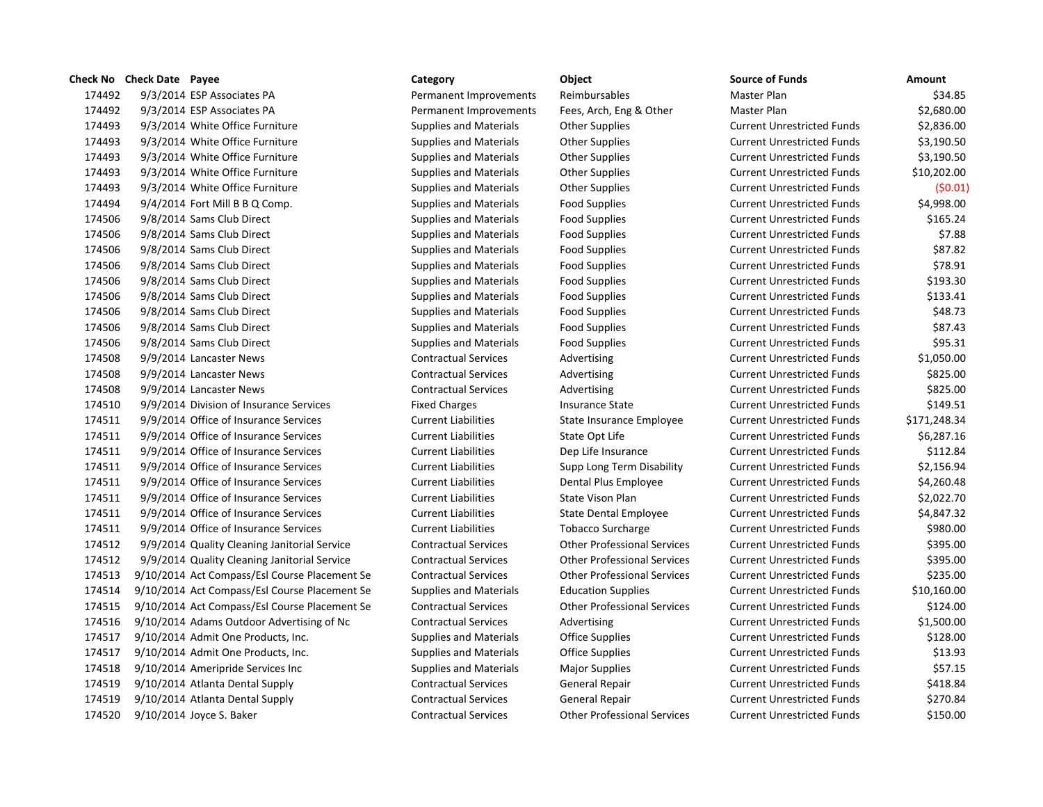| Check No | Check Date | Payee | Category | Object | Source of Funds | Amount |
|---|---|---|---|---|---|---|
| 174492 | 9/3/2014 | ESP Associates PA | Permanent Improvements | Reimbursables | Master Plan | $34.85 |
| 174492 | 9/3/2014 | ESP Associates PA | Permanent Improvements | Fees, Arch, Eng & Other | Master Plan | $2,680.00 |
| 174493 | 9/3/2014 | White Office Furniture | Supplies and Materials | Other Supplies | Current Unrestricted Funds | $2,836.00 |
| 174493 | 9/3/2014 | White Office Furniture | Supplies and Materials | Other Supplies | Current Unrestricted Funds | $3,190.50 |
| 174493 | 9/3/2014 | White Office Furniture | Supplies and Materials | Other Supplies | Current Unrestricted Funds | $3,190.50 |
| 174493 | 9/3/2014 | White Office Furniture | Supplies and Materials | Other Supplies | Current Unrestricted Funds | $10,202.00 |
| 174493 | 9/3/2014 | White Office Furniture | Supplies and Materials | Other Supplies | Current Unrestricted Funds | ($0.01) |
| 174494 | 9/4/2014 | Fort Mill B B Q Comp. | Supplies and Materials | Food Supplies | Current Unrestricted Funds | $4,998.00 |
| 174506 | 9/8/2014 | Sams Club Direct | Supplies and Materials | Food Supplies | Current Unrestricted Funds | $165.24 |
| 174506 | 9/8/2014 | Sams Club Direct | Supplies and Materials | Food Supplies | Current Unrestricted Funds | $7.88 |
| 174506 | 9/8/2014 | Sams Club Direct | Supplies and Materials | Food Supplies | Current Unrestricted Funds | $87.82 |
| 174506 | 9/8/2014 | Sams Club Direct | Supplies and Materials | Food Supplies | Current Unrestricted Funds | $78.91 |
| 174506 | 9/8/2014 | Sams Club Direct | Supplies and Materials | Food Supplies | Current Unrestricted Funds | $193.30 |
| 174506 | 9/8/2014 | Sams Club Direct | Supplies and Materials | Food Supplies | Current Unrestricted Funds | $133.41 |
| 174506 | 9/8/2014 | Sams Club Direct | Supplies and Materials | Food Supplies | Current Unrestricted Funds | $48.73 |
| 174506 | 9/8/2014 | Sams Club Direct | Supplies and Materials | Food Supplies | Current Unrestricted Funds | $87.43 |
| 174506 | 9/8/2014 | Sams Club Direct | Supplies and Materials | Food Supplies | Current Unrestricted Funds | $95.31 |
| 174508 | 9/9/2014 | Lancaster News | Contractual Services | Advertising | Current Unrestricted Funds | $1,050.00 |
| 174508 | 9/9/2014 | Lancaster News | Contractual Services | Advertising | Current Unrestricted Funds | $825.00 |
| 174508 | 9/9/2014 | Lancaster News | Contractual Services | Advertising | Current Unrestricted Funds | $825.00 |
| 174510 | 9/9/2014 | Division of Insurance Services | Fixed Charges | Insurance State | Current Unrestricted Funds | $149.51 |
| 174511 | 9/9/2014 | Office of Insurance Services | Current Liabilities | State Insurance Employee | Current Unrestricted Funds | $171,248.34 |
| 174511 | 9/9/2014 | Office of Insurance Services | Current Liabilities | State Opt Life | Current Unrestricted Funds | $6,287.16 |
| 174511 | 9/9/2014 | Office of Insurance Services | Current Liabilities | Dep Life Insurance | Current Unrestricted Funds | $112.84 |
| 174511 | 9/9/2014 | Office of Insurance Services | Current Liabilities | Supp Long Term Disability | Current Unrestricted Funds | $2,156.94 |
| 174511 | 9/9/2014 | Office of Insurance Services | Current Liabilities | Dental Plus Employee | Current Unrestricted Funds | $4,260.48 |
| 174511 | 9/9/2014 | Office of Insurance Services | Current Liabilities | State Vison Plan | Current Unrestricted Funds | $2,022.70 |
| 174511 | 9/9/2014 | Office of Insurance Services | Current Liabilities | State Dental Employee | Current Unrestricted Funds | $4,847.32 |
| 174511 | 9/9/2014 | Office of Insurance Services | Current Liabilities | Tobacco Surcharge | Current Unrestricted Funds | $980.00 |
| 174512 | 9/9/2014 | Quality Cleaning Janitorial Service | Contractual Services | Other Professional Services | Current Unrestricted Funds | $395.00 |
| 174512 | 9/9/2014 | Quality Cleaning Janitorial Service | Contractual Services | Other Professional Services | Current Unrestricted Funds | $395.00 |
| 174513 | 9/10/2014 | Act Compass/Esl Course Placement Se | Contractual Services | Other Professional Services | Current Unrestricted Funds | $235.00 |
| 174514 | 9/10/2014 | Act Compass/Esl Course Placement Se | Supplies and Materials | Education Supplies | Current Unrestricted Funds | $10,160.00 |
| 174515 | 9/10/2014 | Act Compass/Esl Course Placement Se | Contractual Services | Other Professional Services | Current Unrestricted Funds | $124.00 |
| 174516 | 9/10/2014 | Adams Outdoor Advertising of Nc | Contractual Services | Advertising | Current Unrestricted Funds | $1,500.00 |
| 174517 | 9/10/2014 | Admit One Products, Inc. | Supplies and Materials | Office Supplies | Current Unrestricted Funds | $128.00 |
| 174517 | 9/10/2014 | Admit One Products, Inc. | Supplies and Materials | Office Supplies | Current Unrestricted Funds | $13.93 |
| 174518 | 9/10/2014 | Ameripride Services Inc | Supplies and Materials | Major Supplies | Current Unrestricted Funds | $57.15 |
| 174519 | 9/10/2014 | Atlanta Dental Supply | Contractual Services | General Repair | Current Unrestricted Funds | $418.84 |
| 174519 | 9/10/2014 | Atlanta Dental Supply | Contractual Services | General Repair | Current Unrestricted Funds | $270.84 |
| 174520 | 9/10/2014 | Joyce S. Baker | Contractual Services | Other Professional Services | Current Unrestricted Funds | $150.00 |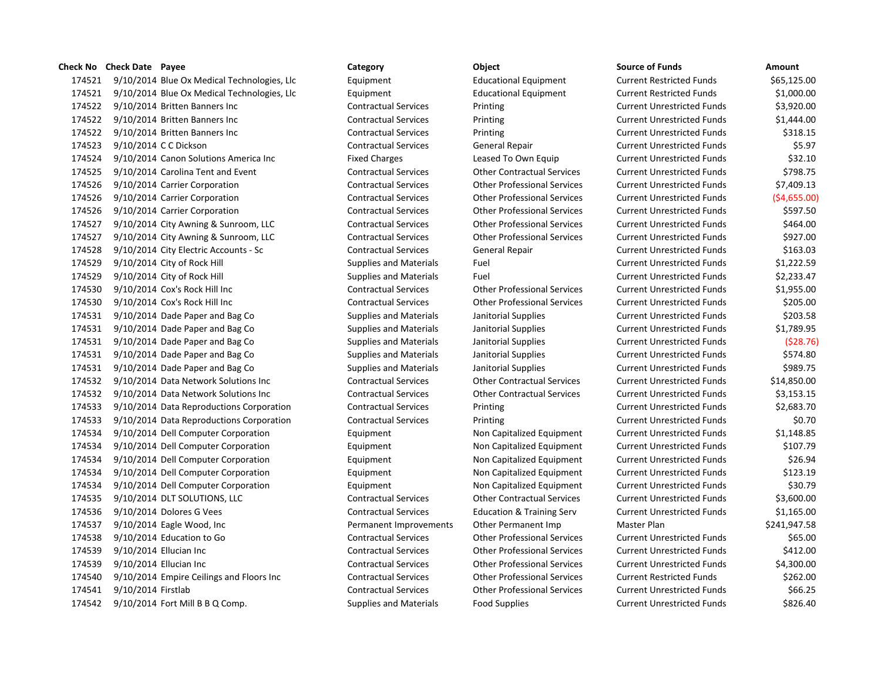| Check No | Check Date | Payee | Category | Object | Source of Funds | Amount |
|---|---|---|---|---|---|---|
| 174521 | 9/10/2014 | Blue Ox Medical Technologies, Llc | Equipment | Educational Equipment | Current Restricted Funds | $65,125.00 |
| 174521 | 9/10/2014 | Blue Ox Medical Technologies, Llc | Equipment | Educational Equipment | Current Restricted Funds | $1,000.00 |
| 174522 | 9/10/2014 | Britten Banners Inc | Contractual Services | Printing | Current Unrestricted Funds | $3,920.00 |
| 174522 | 9/10/2014 | Britten Banners Inc | Contractual Services | Printing | Current Unrestricted Funds | $1,444.00 |
| 174522 | 9/10/2014 | Britten Banners Inc | Contractual Services | Printing | Current Unrestricted Funds | $318.15 |
| 174523 | 9/10/2014 | C C Dickson | Contractual Services | General Repair | Current Unrestricted Funds | $5.97 |
| 174524 | 9/10/2014 | Canon Solutions America Inc | Fixed Charges | Leased To Own Equip | Current Unrestricted Funds | $32.10 |
| 174525 | 9/10/2014 | Carolina Tent and Event | Contractual Services | Other Contractual Services | Current Unrestricted Funds | $798.75 |
| 174526 | 9/10/2014 | Carrier Corporation | Contractual Services | Other Professional Services | Current Unrestricted Funds | $7,409.13 |
| 174526 | 9/10/2014 | Carrier Corporation | Contractual Services | Other Professional Services | Current Unrestricted Funds | ($4,655.00) |
| 174526 | 9/10/2014 | Carrier Corporation | Contractual Services | Other Professional Services | Current Unrestricted Funds | $597.50 |
| 174527 | 9/10/2014 | City Awning & Sunroom, LLC | Contractual Services | Other Professional Services | Current Unrestricted Funds | $464.00 |
| 174527 | 9/10/2014 | City Awning & Sunroom, LLC | Contractual Services | Other Professional Services | Current Unrestricted Funds | $927.00 |
| 174528 | 9/10/2014 | City Electric Accounts - Sc | Contractual Services | General Repair | Current Unrestricted Funds | $163.03 |
| 174529 | 9/10/2014 | City of Rock Hill | Supplies and Materials | Fuel | Current Unrestricted Funds | $1,222.59 |
| 174529 | 9/10/2014 | City of Rock Hill | Supplies and Materials | Fuel | Current Unrestricted Funds | $2,233.47 |
| 174530 | 9/10/2014 | Cox's Rock Hill Inc | Contractual Services | Other Professional Services | Current Unrestricted Funds | $1,955.00 |
| 174530 | 9/10/2014 | Cox's Rock Hill Inc | Contractual Services | Other Professional Services | Current Unrestricted Funds | $205.00 |
| 174531 | 9/10/2014 | Dade Paper and Bag Co | Supplies and Materials | Janitorial Supplies | Current Unrestricted Funds | $203.58 |
| 174531 | 9/10/2014 | Dade Paper and Bag Co | Supplies and Materials | Janitorial Supplies | Current Unrestricted Funds | $1,789.95 |
| 174531 | 9/10/2014 | Dade Paper and Bag Co | Supplies and Materials | Janitorial Supplies | Current Unrestricted Funds | ($28.76) |
| 174531 | 9/10/2014 | Dade Paper and Bag Co | Supplies and Materials | Janitorial Supplies | Current Unrestricted Funds | $574.80 |
| 174531 | 9/10/2014 | Dade Paper and Bag Co | Supplies and Materials | Janitorial Supplies | Current Unrestricted Funds | $989.75 |
| 174532 | 9/10/2014 | Data Network Solutions Inc | Contractual Services | Other Contractual Services | Current Unrestricted Funds | $14,850.00 |
| 174532 | 9/10/2014 | Data Network Solutions Inc | Contractual Services | Other Contractual Services | Current Unrestricted Funds | $3,153.15 |
| 174533 | 9/10/2014 | Data Reproductions Corporation | Contractual Services | Printing | Current Unrestricted Funds | $2,683.70 |
| 174533 | 9/10/2014 | Data Reproductions Corporation | Contractual Services | Printing | Current Unrestricted Funds | $0.70 |
| 174534 | 9/10/2014 | Dell Computer Corporation | Equipment | Non Capitalized Equipment | Current Unrestricted Funds | $1,148.85 |
| 174534 | 9/10/2014 | Dell Computer Corporation | Equipment | Non Capitalized Equipment | Current Unrestricted Funds | $107.79 |
| 174534 | 9/10/2014 | Dell Computer Corporation | Equipment | Non Capitalized Equipment | Current Unrestricted Funds | $26.94 |
| 174534 | 9/10/2014 | Dell Computer Corporation | Equipment | Non Capitalized Equipment | Current Unrestricted Funds | $123.19 |
| 174534 | 9/10/2014 | Dell Computer Corporation | Equipment | Non Capitalized Equipment | Current Unrestricted Funds | $30.79 |
| 174535 | 9/10/2014 | DLT SOLUTIONS, LLC | Contractual Services | Other Contractual Services | Current Unrestricted Funds | $3,600.00 |
| 174536 | 9/10/2014 | Dolores G Vees | Contractual Services | Education & Training Serv | Current Unrestricted Funds | $1,165.00 |
| 174537 | 9/10/2014 | Eagle Wood, Inc | Permanent Improvements | Other Permanent Imp | Master Plan | $241,947.58 |
| 174538 | 9/10/2014 | Education to Go | Contractual Services | Other Professional Services | Current Unrestricted Funds | $65.00 |
| 174539 | 9/10/2014 | Ellucian Inc | Contractual Services | Other Professional Services | Current Unrestricted Funds | $412.00 |
| 174539 | 9/10/2014 | Ellucian Inc | Contractual Services | Other Professional Services | Current Unrestricted Funds | $4,300.00 |
| 174540 | 9/10/2014 | Empire Ceilings and Floors Inc | Contractual Services | Other Professional Services | Current Restricted Funds | $262.00 |
| 174541 | 9/10/2014 | Firstlab | Contractual Services | Other Professional Services | Current Unrestricted Funds | $66.25 |
| 174542 | 9/10/2014 | Fort Mill B B Q Comp. | Supplies and Materials | Food Supplies | Current Unrestricted Funds | $826.40 |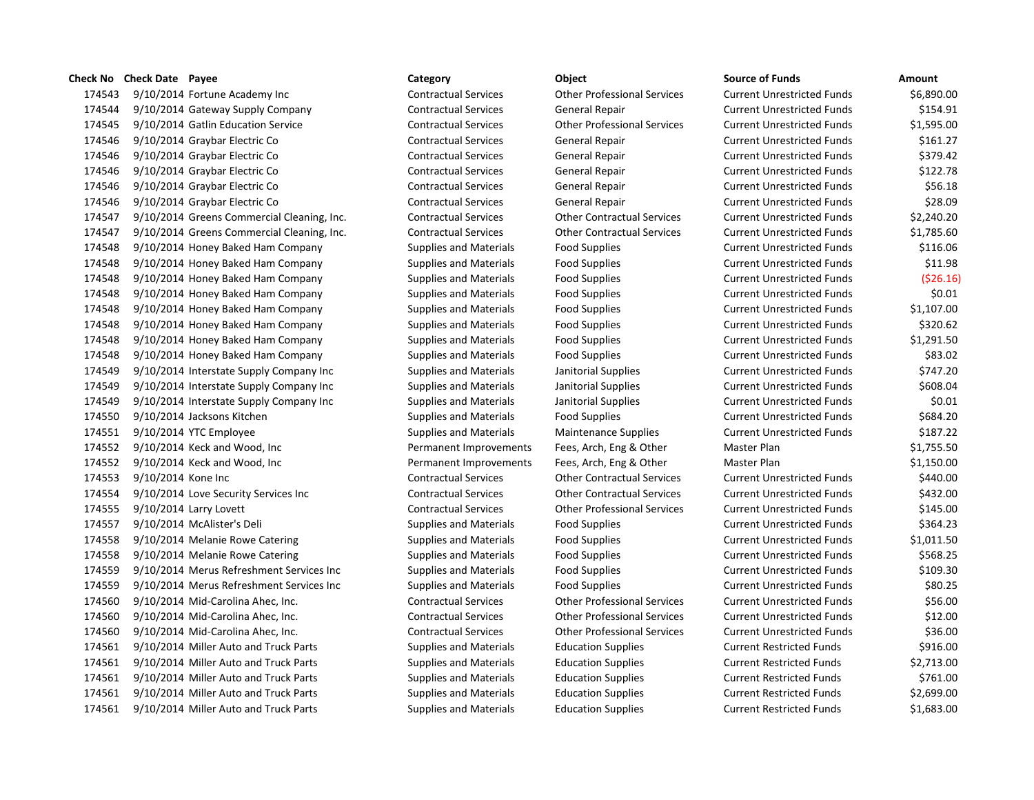| Check No | Check Date | Payee | Category | Object | Source of Funds | Amount |
|---|---|---|---|---|---|---|
| 174543 | 9/10/2014 | Fortune Academy Inc | Contractual Services | Other Professional Services | Current Unrestricted Funds | $6,890.00 |
| 174544 | 9/10/2014 | Gateway Supply Company | Contractual Services | General Repair | Current Unrestricted Funds | $154.91 |
| 174545 | 9/10/2014 | Gatlin Education Service | Contractual Services | Other Professional Services | Current Unrestricted Funds | $1,595.00 |
| 174546 | 9/10/2014 | Graybar Electric Co | Contractual Services | General Repair | Current Unrestricted Funds | $161.27 |
| 174546 | 9/10/2014 | Graybar Electric Co | Contractual Services | General Repair | Current Unrestricted Funds | $379.42 |
| 174546 | 9/10/2014 | Graybar Electric Co | Contractual Services | General Repair | Current Unrestricted Funds | $122.78 |
| 174546 | 9/10/2014 | Graybar Electric Co | Contractual Services | General Repair | Current Unrestricted Funds | $56.18 |
| 174546 | 9/10/2014 | Graybar Electric Co | Contractual Services | General Repair | Current Unrestricted Funds | $28.09 |
| 174547 | 9/10/2014 | Greens Commercial Cleaning, Inc. | Contractual Services | Other Contractual Services | Current Unrestricted Funds | $2,240.20 |
| 174547 | 9/10/2014 | Greens Commercial Cleaning, Inc. | Contractual Services | Other Contractual Services | Current Unrestricted Funds | $1,785.60 |
| 174548 | 9/10/2014 | Honey Baked Ham Company | Supplies and Materials | Food Supplies | Current Unrestricted Funds | $116.06 |
| 174548 | 9/10/2014 | Honey Baked Ham Company | Supplies and Materials | Food Supplies | Current Unrestricted Funds | $11.98 |
| 174548 | 9/10/2014 | Honey Baked Ham Company | Supplies and Materials | Food Supplies | Current Unrestricted Funds | ($26.16) |
| 174548 | 9/10/2014 | Honey Baked Ham Company | Supplies and Materials | Food Supplies | Current Unrestricted Funds | $0.01 |
| 174548 | 9/10/2014 | Honey Baked Ham Company | Supplies and Materials | Food Supplies | Current Unrestricted Funds | $1,107.00 |
| 174548 | 9/10/2014 | Honey Baked Ham Company | Supplies and Materials | Food Supplies | Current Unrestricted Funds | $320.62 |
| 174548 | 9/10/2014 | Honey Baked Ham Company | Supplies and Materials | Food Supplies | Current Unrestricted Funds | $1,291.50 |
| 174548 | 9/10/2014 | Honey Baked Ham Company | Supplies and Materials | Food Supplies | Current Unrestricted Funds | $83.02 |
| 174549 | 9/10/2014 | Interstate Supply Company Inc | Supplies and Materials | Janitorial Supplies | Current Unrestricted Funds | $747.20 |
| 174549 | 9/10/2014 | Interstate Supply Company Inc | Supplies and Materials | Janitorial Supplies | Current Unrestricted Funds | $608.04 |
| 174549 | 9/10/2014 | Interstate Supply Company Inc | Supplies and Materials | Janitorial Supplies | Current Unrestricted Funds | $0.01 |
| 174550 | 9/10/2014 | Jacksons Kitchen | Supplies and Materials | Food Supplies | Current Unrestricted Funds | $684.20 |
| 174551 | 9/10/2014 | YTC Employee | Supplies and Materials | Maintenance Supplies | Current Unrestricted Funds | $187.22 |
| 174552 | 9/10/2014 | Keck and Wood, Inc | Permanent Improvements | Fees, Arch, Eng & Other | Master Plan | $1,755.50 |
| 174552 | 9/10/2014 | Keck and Wood, Inc | Permanent Improvements | Fees, Arch, Eng & Other | Master Plan | $1,150.00 |
| 174553 | 9/10/2014 | Kone Inc | Contractual Services | Other Contractual Services | Current Unrestricted Funds | $440.00 |
| 174554 | 9/10/2014 | Love Security Services Inc | Contractual Services | Other Contractual Services | Current Unrestricted Funds | $432.00 |
| 174555 | 9/10/2014 | Larry Lovett | Contractual Services | Other Professional Services | Current Unrestricted Funds | $145.00 |
| 174557 | 9/10/2014 | McAlister's Deli | Supplies and Materials | Food Supplies | Current Unrestricted Funds | $364.23 |
| 174558 | 9/10/2014 | Melanie Rowe Catering | Supplies and Materials | Food Supplies | Current Unrestricted Funds | $1,011.50 |
| 174558 | 9/10/2014 | Melanie Rowe Catering | Supplies and Materials | Food Supplies | Current Unrestricted Funds | $568.25 |
| 174559 | 9/10/2014 | Merus Refreshment Services Inc | Supplies and Materials | Food Supplies | Current Unrestricted Funds | $109.30 |
| 174559 | 9/10/2014 | Merus Refreshment Services Inc | Supplies and Materials | Food Supplies | Current Unrestricted Funds | $80.25 |
| 174560 | 9/10/2014 | Mid-Carolina Ahec, Inc. | Contractual Services | Other Professional Services | Current Unrestricted Funds | $56.00 |
| 174560 | 9/10/2014 | Mid-Carolina Ahec, Inc. | Contractual Services | Other Professional Services | Current Unrestricted Funds | $12.00 |
| 174560 | 9/10/2014 | Mid-Carolina Ahec, Inc. | Contractual Services | Other Professional Services | Current Unrestricted Funds | $36.00 |
| 174561 | 9/10/2014 | Miller Auto and Truck Parts | Supplies and Materials | Education Supplies | Current Restricted Funds | $916.00 |
| 174561 | 9/10/2014 | Miller Auto and Truck Parts | Supplies and Materials | Education Supplies | Current Restricted Funds | $2,713.00 |
| 174561 | 9/10/2014 | Miller Auto and Truck Parts | Supplies and Materials | Education Supplies | Current Restricted Funds | $761.00 |
| 174561 | 9/10/2014 | Miller Auto and Truck Parts | Supplies and Materials | Education Supplies | Current Restricted Funds | $2,699.00 |
| 174561 | 9/10/2014 | Miller Auto and Truck Parts | Supplies and Materials | Education Supplies | Current Restricted Funds | $1,683.00 |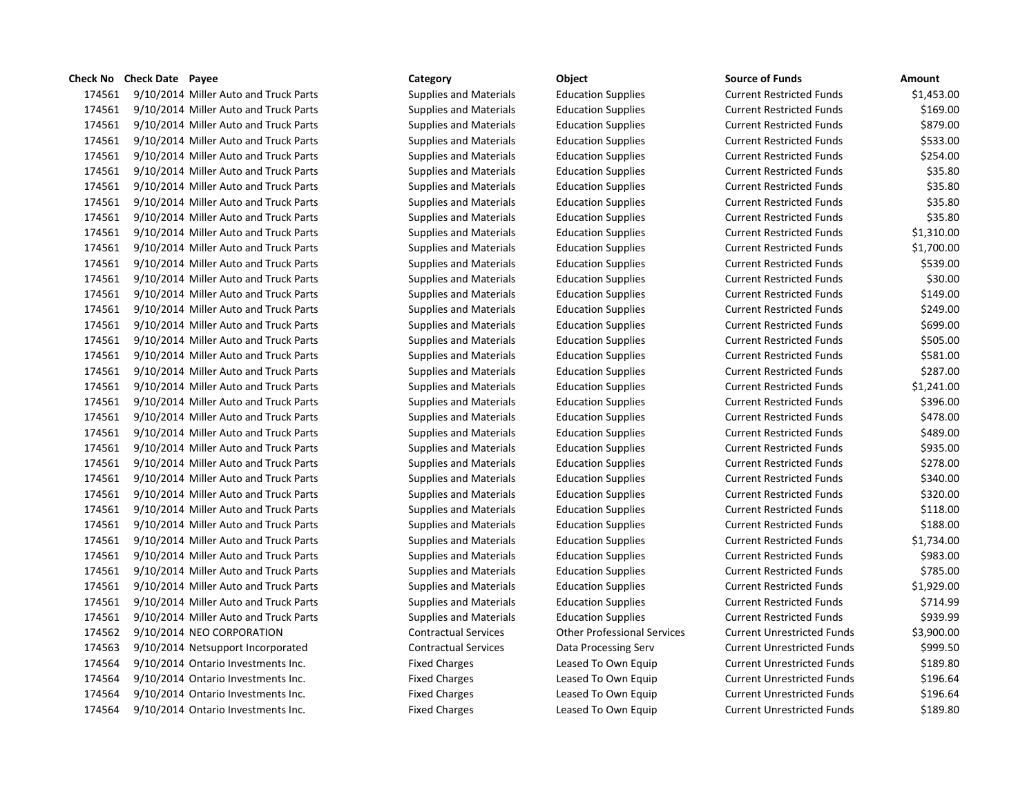| Check No | Check Date | Payee | Category | Object | Source of Funds | Amount |
|---|---|---|---|---|---|---|
| 174561 | 9/10/2014 | Miller Auto and Truck Parts | Supplies and Materials | Education Supplies | Current Restricted Funds | $1,453.00 |
| 174561 | 9/10/2014 | Miller Auto and Truck Parts | Supplies and Materials | Education Supplies | Current Restricted Funds | $169.00 |
| 174561 | 9/10/2014 | Miller Auto and Truck Parts | Supplies and Materials | Education Supplies | Current Restricted Funds | $879.00 |
| 174561 | 9/10/2014 | Miller Auto and Truck Parts | Supplies and Materials | Education Supplies | Current Restricted Funds | $533.00 |
| 174561 | 9/10/2014 | Miller Auto and Truck Parts | Supplies and Materials | Education Supplies | Current Restricted Funds | $254.00 |
| 174561 | 9/10/2014 | Miller Auto and Truck Parts | Supplies and Materials | Education Supplies | Current Restricted Funds | $35.80 |
| 174561 | 9/10/2014 | Miller Auto and Truck Parts | Supplies and Materials | Education Supplies | Current Restricted Funds | $35.80 |
| 174561 | 9/10/2014 | Miller Auto and Truck Parts | Supplies and Materials | Education Supplies | Current Restricted Funds | $35.80 |
| 174561 | 9/10/2014 | Miller Auto and Truck Parts | Supplies and Materials | Education Supplies | Current Restricted Funds | $35.80 |
| 174561 | 9/10/2014 | Miller Auto and Truck Parts | Supplies and Materials | Education Supplies | Current Restricted Funds | $1,310.00 |
| 174561 | 9/10/2014 | Miller Auto and Truck Parts | Supplies and Materials | Education Supplies | Current Restricted Funds | $1,700.00 |
| 174561 | 9/10/2014 | Miller Auto and Truck Parts | Supplies and Materials | Education Supplies | Current Restricted Funds | $539.00 |
| 174561 | 9/10/2014 | Miller Auto and Truck Parts | Supplies and Materials | Education Supplies | Current Restricted Funds | $30.00 |
| 174561 | 9/10/2014 | Miller Auto and Truck Parts | Supplies and Materials | Education Supplies | Current Restricted Funds | $149.00 |
| 174561 | 9/10/2014 | Miller Auto and Truck Parts | Supplies and Materials | Education Supplies | Current Restricted Funds | $249.00 |
| 174561 | 9/10/2014 | Miller Auto and Truck Parts | Supplies and Materials | Education Supplies | Current Restricted Funds | $699.00 |
| 174561 | 9/10/2014 | Miller Auto and Truck Parts | Supplies and Materials | Education Supplies | Current Restricted Funds | $505.00 |
| 174561 | 9/10/2014 | Miller Auto and Truck Parts | Supplies and Materials | Education Supplies | Current Restricted Funds | $581.00 |
| 174561 | 9/10/2014 | Miller Auto and Truck Parts | Supplies and Materials | Education Supplies | Current Restricted Funds | $287.00 |
| 174561 | 9/10/2014 | Miller Auto and Truck Parts | Supplies and Materials | Education Supplies | Current Restricted Funds | $1,241.00 |
| 174561 | 9/10/2014 | Miller Auto and Truck Parts | Supplies and Materials | Education Supplies | Current Restricted Funds | $396.00 |
| 174561 | 9/10/2014 | Miller Auto and Truck Parts | Supplies and Materials | Education Supplies | Current Restricted Funds | $478.00 |
| 174561 | 9/10/2014 | Miller Auto and Truck Parts | Supplies and Materials | Education Supplies | Current Restricted Funds | $489.00 |
| 174561 | 9/10/2014 | Miller Auto and Truck Parts | Supplies and Materials | Education Supplies | Current Restricted Funds | $935.00 |
| 174561 | 9/10/2014 | Miller Auto and Truck Parts | Supplies and Materials | Education Supplies | Current Restricted Funds | $278.00 |
| 174561 | 9/10/2014 | Miller Auto and Truck Parts | Supplies and Materials | Education Supplies | Current Restricted Funds | $340.00 |
| 174561 | 9/10/2014 | Miller Auto and Truck Parts | Supplies and Materials | Education Supplies | Current Restricted Funds | $320.00 |
| 174561 | 9/10/2014 | Miller Auto and Truck Parts | Supplies and Materials | Education Supplies | Current Restricted Funds | $118.00 |
| 174561 | 9/10/2014 | Miller Auto and Truck Parts | Supplies and Materials | Education Supplies | Current Restricted Funds | $188.00 |
| 174561 | 9/10/2014 | Miller Auto and Truck Parts | Supplies and Materials | Education Supplies | Current Restricted Funds | $1,734.00 |
| 174561 | 9/10/2014 | Miller Auto and Truck Parts | Supplies and Materials | Education Supplies | Current Restricted Funds | $983.00 |
| 174561 | 9/10/2014 | Miller Auto and Truck Parts | Supplies and Materials | Education Supplies | Current Restricted Funds | $785.00 |
| 174561 | 9/10/2014 | Miller Auto and Truck Parts | Supplies and Materials | Education Supplies | Current Restricted Funds | $1,929.00 |
| 174561 | 9/10/2014 | Miller Auto and Truck Parts | Supplies and Materials | Education Supplies | Current Restricted Funds | $714.99 |
| 174561 | 9/10/2014 | Miller Auto and Truck Parts | Supplies and Materials | Education Supplies | Current Restricted Funds | $939.99 |
| 174562 | 9/10/2014 | NEO CORPORATION | Contractual Services | Other Professional Services | Current Unrestricted Funds | $3,900.00 |
| 174563 | 9/10/2014 | Netsupport Incorporated | Contractual Services | Data Processing Serv | Current Unrestricted Funds | $999.50 |
| 174564 | 9/10/2014 | Ontario Investments Inc. | Fixed Charges | Leased To Own Equip | Current Unrestricted Funds | $189.80 |
| 174564 | 9/10/2014 | Ontario Investments Inc. | Fixed Charges | Leased To Own Equip | Current Unrestricted Funds | $196.64 |
| 174564 | 9/10/2014 | Ontario Investments Inc. | Fixed Charges | Leased To Own Equip | Current Unrestricted Funds | $196.64 |
| 174564 | 9/10/2014 | Ontario Investments Inc. | Fixed Charges | Leased To Own Equip | Current Unrestricted Funds | $189.80 |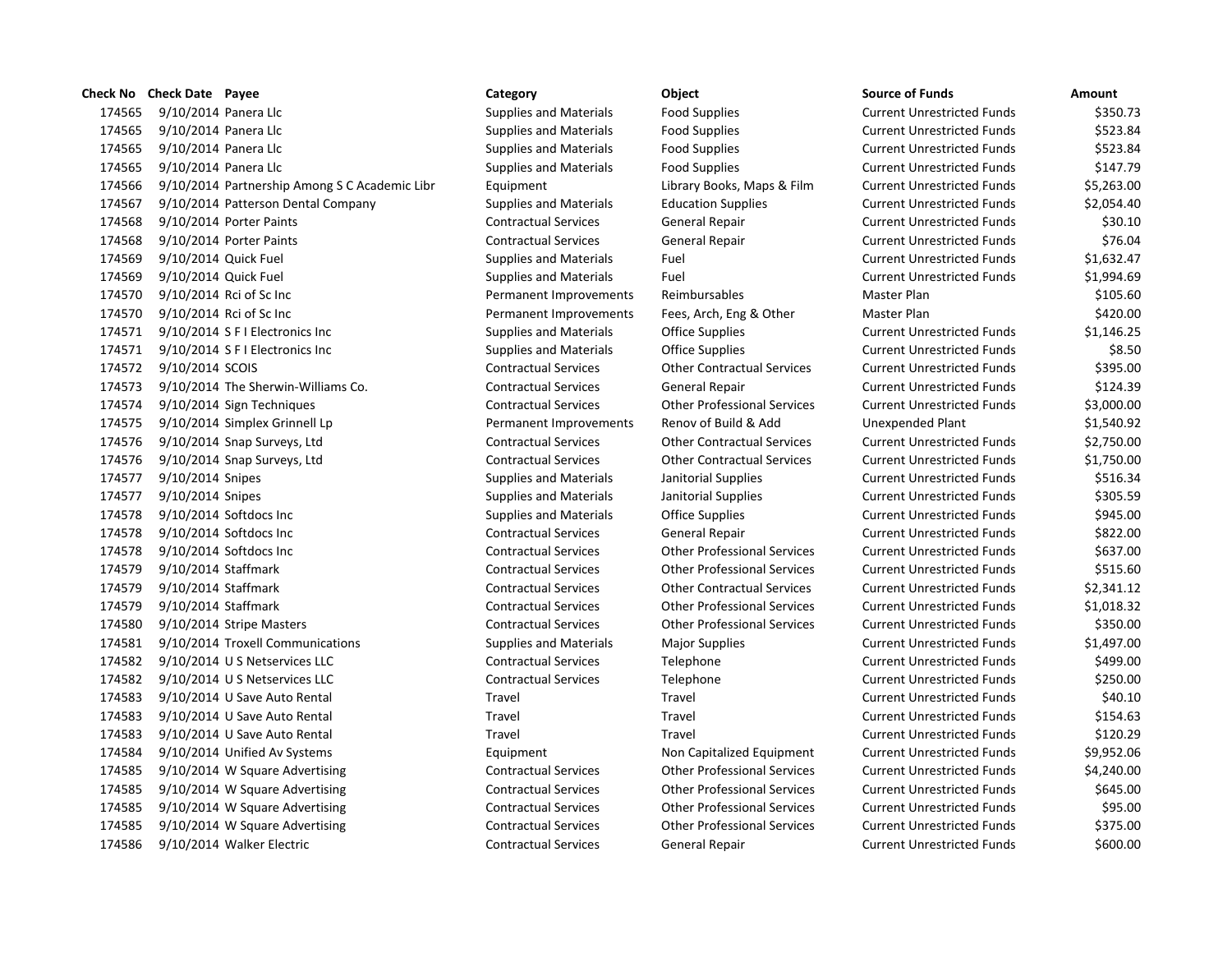| Check No | Check Date | Payee | Category | Object | Source of Funds | Amount |
|---|---|---|---|---|---|---|
| 174565 | 9/10/2014 | Panera Llc | Supplies and Materials | Food Supplies | Current Unrestricted Funds | $350.73 |
| 174565 | 9/10/2014 | Panera Llc | Supplies and Materials | Food Supplies | Current Unrestricted Funds | $523.84 |
| 174565 | 9/10/2014 | Panera Llc | Supplies and Materials | Food Supplies | Current Unrestricted Funds | $523.84 |
| 174565 | 9/10/2014 | Panera Llc | Supplies and Materials | Food Supplies | Current Unrestricted Funds | $147.79 |
| 174566 | 9/10/2014 | Partnership Among S C Academic Libr | Equipment | Library Books, Maps & Film | Current Unrestricted Funds | $5,263.00 |
| 174567 | 9/10/2014 | Patterson Dental Company | Supplies and Materials | Education Supplies | Current Unrestricted Funds | $2,054.40 |
| 174568 | 9/10/2014 | Porter Paints | Contractual Services | General Repair | Current Unrestricted Funds | $30.10 |
| 174568 | 9/10/2014 | Porter Paints | Contractual Services | General Repair | Current Unrestricted Funds | $76.04 |
| 174569 | 9/10/2014 | Quick Fuel | Supplies and Materials | Fuel | Current Unrestricted Funds | $1,632.47 |
| 174569 | 9/10/2014 | Quick Fuel | Supplies and Materials | Fuel | Current Unrestricted Funds | $1,994.69 |
| 174570 | 9/10/2014 | Rci of Sc Inc | Permanent Improvements | Reimbursables | Master Plan | $105.60 |
| 174570 | 9/10/2014 | Rci of Sc Inc | Permanent Improvements | Fees, Arch, Eng & Other | Master Plan | $420.00 |
| 174571 | 9/10/2014 | S F I Electronics Inc | Supplies and Materials | Office Supplies | Current Unrestricted Funds | $1,146.25 |
| 174571 | 9/10/2014 | S F I Electronics Inc | Supplies and Materials | Office Supplies | Current Unrestricted Funds | $8.50 |
| 174572 | 9/10/2014 | SCOIS | Contractual Services | Other Contractual Services | Current Unrestricted Funds | $395.00 |
| 174573 | 9/10/2014 | The Sherwin-Williams Co. | Contractual Services | General Repair | Current Unrestricted Funds | $124.39 |
| 174574 | 9/10/2014 | Sign Techniques | Contractual Services | Other Professional Services | Current Unrestricted Funds | $3,000.00 |
| 174575 | 9/10/2014 | Simplex Grinnell Lp | Permanent Improvements | Renov of Build & Add | Unexpended Plant | $1,540.92 |
| 174576 | 9/10/2014 | Snap Surveys, Ltd | Contractual Services | Other Contractual Services | Current Unrestricted Funds | $2,750.00 |
| 174576 | 9/10/2014 | Snap Surveys, Ltd | Contractual Services | Other Contractual Services | Current Unrestricted Funds | $1,750.00 |
| 174577 | 9/10/2014 | Snipes | Supplies and Materials | Janitorial Supplies | Current Unrestricted Funds | $516.34 |
| 174577 | 9/10/2014 | Snipes | Supplies and Materials | Janitorial Supplies | Current Unrestricted Funds | $305.59 |
| 174578 | 9/10/2014 | Softdocs Inc | Supplies and Materials | Office Supplies | Current Unrestricted Funds | $945.00 |
| 174578 | 9/10/2014 | Softdocs Inc | Contractual Services | General Repair | Current Unrestricted Funds | $822.00 |
| 174578 | 9/10/2014 | Softdocs Inc | Contractual Services | Other Professional Services | Current Unrestricted Funds | $637.00 |
| 174579 | 9/10/2014 | Staffmark | Contractual Services | Other Professional Services | Current Unrestricted Funds | $515.60 |
| 174579 | 9/10/2014 | Staffmark | Contractual Services | Other Contractual Services | Current Unrestricted Funds | $2,341.12 |
| 174579 | 9/10/2014 | Staffmark | Contractual Services | Other Professional Services | Current Unrestricted Funds | $1,018.32 |
| 174580 | 9/10/2014 | Stripe Masters | Contractual Services | Other Professional Services | Current Unrestricted Funds | $350.00 |
| 174581 | 9/10/2014 | Troxell Communications | Supplies and Materials | Major Supplies | Current Unrestricted Funds | $1,497.00 |
| 174582 | 9/10/2014 | U S Netservices LLC | Contractual Services | Telephone | Current Unrestricted Funds | $499.00 |
| 174582 | 9/10/2014 | U S Netservices LLC | Contractual Services | Telephone | Current Unrestricted Funds | $250.00 |
| 174583 | 9/10/2014 | U Save Auto Rental | Travel | Travel | Current Unrestricted Funds | $40.10 |
| 174583 | 9/10/2014 | U Save Auto Rental | Travel | Travel | Current Unrestricted Funds | $154.63 |
| 174583 | 9/10/2014 | U Save Auto Rental | Travel | Travel | Current Unrestricted Funds | $120.29 |
| 174584 | 9/10/2014 | Unified Av Systems | Equipment | Non Capitalized Equipment | Current Unrestricted Funds | $9,952.06 |
| 174585 | 9/10/2014 | W Square Advertising | Contractual Services | Other Professional Services | Current Unrestricted Funds | $4,240.00 |
| 174585 | 9/10/2014 | W Square Advertising | Contractual Services | Other Professional Services | Current Unrestricted Funds | $645.00 |
| 174585 | 9/10/2014 | W Square Advertising | Contractual Services | Other Professional Services | Current Unrestricted Funds | $95.00 |
| 174585 | 9/10/2014 | W Square Advertising | Contractual Services | Other Professional Services | Current Unrestricted Funds | $375.00 |
| 174586 | 9/10/2014 | Walker Electric | Contractual Services | General Repair | Current Unrestricted Funds | $600.00 |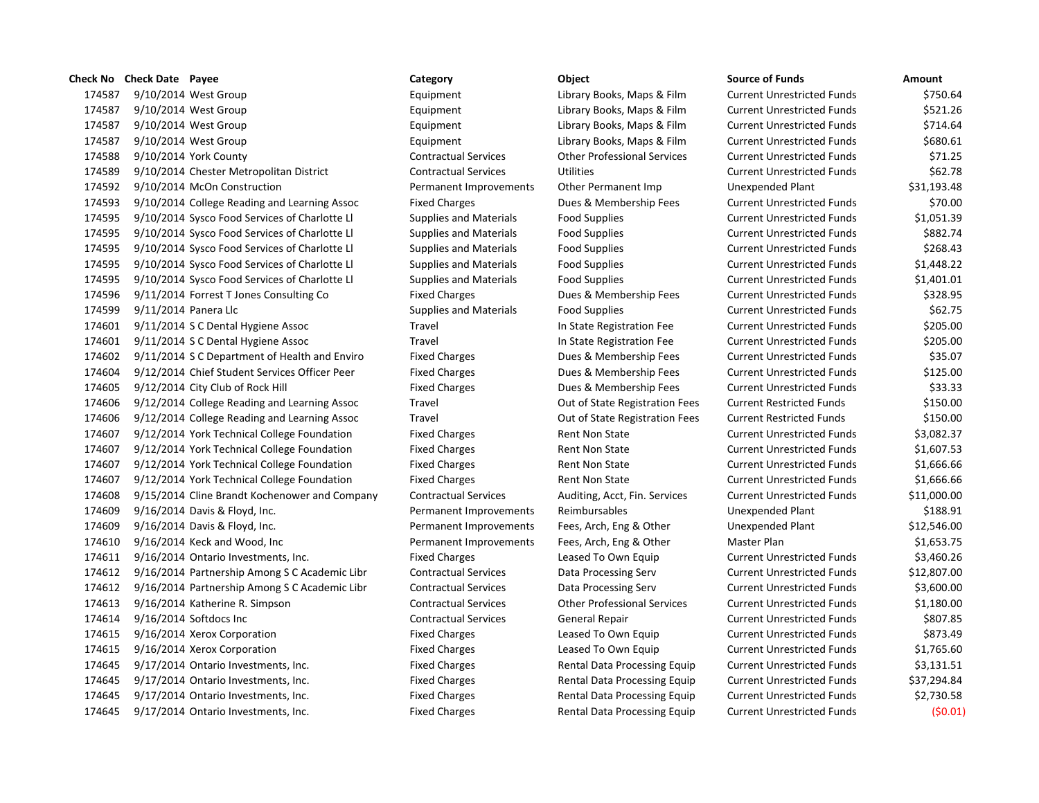| Check No | Check Date | Payee | Category | Object | Source of Funds | Amount |
|---|---|---|---|---|---|---|
| 174587 | 9/10/2014 | West Group | Equipment | Library Books, Maps & Film | Current Unrestricted Funds | $750.64 |
| 174587 | 9/10/2014 | West Group | Equipment | Library Books, Maps & Film | Current Unrestricted Funds | $521.26 |
| 174587 | 9/10/2014 | West Group | Equipment | Library Books, Maps & Film | Current Unrestricted Funds | $714.64 |
| 174587 | 9/10/2014 | West Group | Equipment | Library Books, Maps & Film | Current Unrestricted Funds | $680.61 |
| 174588 | 9/10/2014 | York County | Contractual Services | Other Professional Services | Current Unrestricted Funds | $71.25 |
| 174589 | 9/10/2014 | Chester Metropolitan District | Contractual Services | Utilities | Current Unrestricted Funds | $62.78 |
| 174592 | 9/10/2014 | McOn Construction | Permanent Improvements | Other Permanent Imp | Unexpended Plant | $31,193.48 |
| 174593 | 9/10/2014 | College Reading and Learning Assoc | Fixed Charges | Dues & Membership Fees | Current Unrestricted Funds | $70.00 |
| 174595 | 9/10/2014 | Sysco Food Services of Charlotte Ll | Supplies and Materials | Food Supplies | Current Unrestricted Funds | $1,051.39 |
| 174595 | 9/10/2014 | Sysco Food Services of Charlotte Ll | Supplies and Materials | Food Supplies | Current Unrestricted Funds | $882.74 |
| 174595 | 9/10/2014 | Sysco Food Services of Charlotte Ll | Supplies and Materials | Food Supplies | Current Unrestricted Funds | $268.43 |
| 174595 | 9/10/2014 | Sysco Food Services of Charlotte Ll | Supplies and Materials | Food Supplies | Current Unrestricted Funds | $1,448.22 |
| 174595 | 9/10/2014 | Sysco Food Services of Charlotte Ll | Supplies and Materials | Food Supplies | Current Unrestricted Funds | $1,401.01 |
| 174596 | 9/11/2014 | Forrest T Jones Consulting Co | Fixed Charges | Dues & Membership Fees | Current Unrestricted Funds | $328.95 |
| 174599 | 9/11/2014 | Panera Llc | Supplies and Materials | Food Supplies | Current Unrestricted Funds | $62.75 |
| 174601 | 9/11/2014 | S C Dental Hygiene Assoc | Travel | In State Registration Fee | Current Unrestricted Funds | $205.00 |
| 174601 | 9/11/2014 | S C Dental Hygiene Assoc | Travel | In State Registration Fee | Current Unrestricted Funds | $205.00 |
| 174602 | 9/11/2014 | S C Department of Health and Enviro | Fixed Charges | Dues & Membership Fees | Current Unrestricted Funds | $35.07 |
| 174604 | 9/12/2014 | Chief Student Services Officer Peer | Fixed Charges | Dues & Membership Fees | Current Unrestricted Funds | $125.00 |
| 174605 | 9/12/2014 | City Club of Rock Hill | Fixed Charges | Dues & Membership Fees | Current Unrestricted Funds | $33.33 |
| 174606 | 9/12/2014 | College Reading and Learning Assoc | Travel | Out of State Registration Fees | Current Restricted Funds | $150.00 |
| 174606 | 9/12/2014 | College Reading and Learning Assoc | Travel | Out of State Registration Fees | Current Restricted Funds | $150.00 |
| 174607 | 9/12/2014 | York Technical College Foundation | Fixed Charges | Rent Non State | Current Unrestricted Funds | $3,082.37 |
| 174607 | 9/12/2014 | York Technical College Foundation | Fixed Charges | Rent Non State | Current Unrestricted Funds | $1,607.53 |
| 174607 | 9/12/2014 | York Technical College Foundation | Fixed Charges | Rent Non State | Current Unrestricted Funds | $1,666.66 |
| 174607 | 9/12/2014 | York Technical College Foundation | Fixed Charges | Rent Non State | Current Unrestricted Funds | $1,666.66 |
| 174608 | 9/15/2014 | Cline Brandt Kochenower and Company | Contractual Services | Auditing, Acct, Fin. Services | Current Unrestricted Funds | $11,000.00 |
| 174609 | 9/16/2014 | Davis & Floyd, Inc. | Permanent Improvements | Reimbursables | Unexpended Plant | $188.91 |
| 174609 | 9/16/2014 | Davis & Floyd, Inc. | Permanent Improvements | Fees, Arch, Eng & Other | Unexpended Plant | $12,546.00 |
| 174610 | 9/16/2014 | Keck and Wood, Inc | Permanent Improvements | Fees, Arch, Eng & Other | Master Plan | $1,653.75 |
| 174611 | 9/16/2014 | Ontario Investments, Inc. | Fixed Charges | Leased To Own Equip | Current Unrestricted Funds | $3,460.26 |
| 174612 | 9/16/2014 | Partnership Among S C Academic Libr | Contractual Services | Data Processing Serv | Current Unrestricted Funds | $12,807.00 |
| 174612 | 9/16/2014 | Partnership Among S C Academic Libr | Contractual Services | Data Processing Serv | Current Unrestricted Funds | $3,600.00 |
| 174613 | 9/16/2014 | Katherine R. Simpson | Contractual Services | Other Professional Services | Current Unrestricted Funds | $1,180.00 |
| 174614 | 9/16/2014 | Softdocs Inc | Contractual Services | General Repair | Current Unrestricted Funds | $807.85 |
| 174615 | 9/16/2014 | Xerox Corporation | Fixed Charges | Leased To Own Equip | Current Unrestricted Funds | $873.49 |
| 174615 | 9/16/2014 | Xerox Corporation | Fixed Charges | Leased To Own Equip | Current Unrestricted Funds | $1,765.60 |
| 174645 | 9/17/2014 | Ontario Investments, Inc. | Fixed Charges | Rental Data Processing Equip | Current Unrestricted Funds | $3,131.51 |
| 174645 | 9/17/2014 | Ontario Investments, Inc. | Fixed Charges | Rental Data Processing Equip | Current Unrestricted Funds | $37,294.84 |
| 174645 | 9/17/2014 | Ontario Investments, Inc. | Fixed Charges | Rental Data Processing Equip | Current Unrestricted Funds | $2,730.58 |
| 174645 | 9/17/2014 | Ontario Investments, Inc. | Fixed Charges | Rental Data Processing Equip | Current Unrestricted Funds | ($0.01) |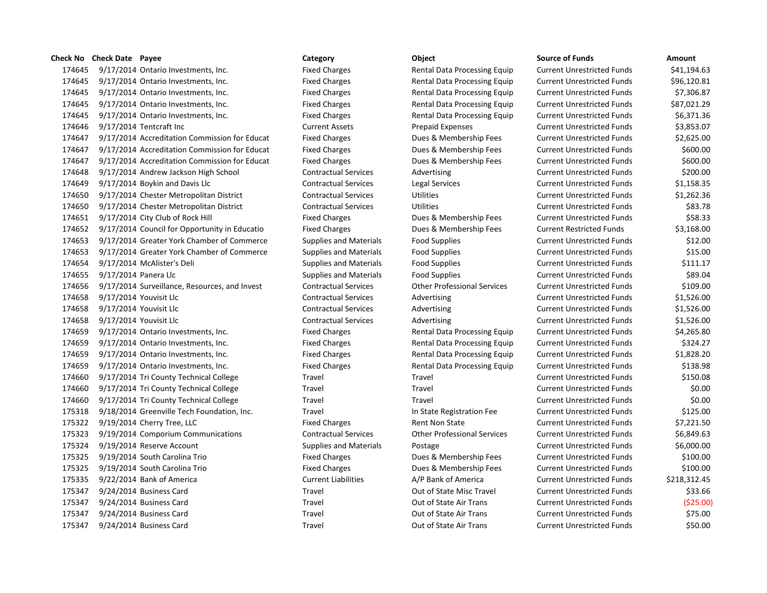| Check No | Check Date | Payee | Category | Object | Source of Funds | Amount |
|---|---|---|---|---|---|---|
| 174645 | 9/17/2014 | Ontario Investments, Inc. | Fixed Charges | Rental Data Processing Equip | Current Unrestricted Funds | $41,194.63 |
| 174645 | 9/17/2014 | Ontario Investments, Inc. | Fixed Charges | Rental Data Processing Equip | Current Unrestricted Funds | $96,120.81 |
| 174645 | 9/17/2014 | Ontario Investments, Inc. | Fixed Charges | Rental Data Processing Equip | Current Unrestricted Funds | $7,306.87 |
| 174645 | 9/17/2014 | Ontario Investments, Inc. | Fixed Charges | Rental Data Processing Equip | Current Unrestricted Funds | $87,021.29 |
| 174645 | 9/17/2014 | Ontario Investments, Inc. | Fixed Charges | Rental Data Processing Equip | Current Unrestricted Funds | $6,371.36 |
| 174646 | 9/17/2014 | Tentcraft Inc | Current Assets | Prepaid Expenses | Current Unrestricted Funds | $3,853.07 |
| 174647 | 9/17/2014 | Accreditation Commission for Educat | Fixed Charges | Dues & Membership Fees | Current Unrestricted Funds | $2,625.00 |
| 174647 | 9/17/2014 | Accreditation Commission for Educat | Fixed Charges | Dues & Membership Fees | Current Unrestricted Funds | $600.00 |
| 174647 | 9/17/2014 | Accreditation Commission for Educat | Fixed Charges | Dues & Membership Fees | Current Unrestricted Funds | $600.00 |
| 174648 | 9/17/2014 | Andrew Jackson High School | Contractual Services | Advertising | Current Unrestricted Funds | $200.00 |
| 174649 | 9/17/2014 | Boykin and Davis Llc | Contractual Services | Legal Services | Current Unrestricted Funds | $1,158.35 |
| 174650 | 9/17/2014 | Chester Metropolitan District | Contractual Services | Utilities | Current Unrestricted Funds | $1,262.36 |
| 174650 | 9/17/2014 | Chester Metropolitan District | Contractual Services | Utilities | Current Unrestricted Funds | $83.78 |
| 174651 | 9/17/2014 | City Club of Rock Hill | Fixed Charges | Dues & Membership Fees | Current Unrestricted Funds | $58.33 |
| 174652 | 9/17/2014 | Council for Opportunity in Educatio | Fixed Charges | Dues & Membership Fees | Current Restricted Funds | $3,168.00 |
| 174653 | 9/17/2014 | Greater York Chamber of Commerce | Supplies and Materials | Food Supplies | Current Unrestricted Funds | $12.00 |
| 174653 | 9/17/2014 | Greater York Chamber of Commerce | Supplies and Materials | Food Supplies | Current Unrestricted Funds | $15.00 |
| 174654 | 9/17/2014 | McAlister's Deli | Supplies and Materials | Food Supplies | Current Unrestricted Funds | $111.17 |
| 174655 | 9/17/2014 | Panera Llc | Supplies and Materials | Food Supplies | Current Unrestricted Funds | $89.04 |
| 174656 | 9/17/2014 | Surveillance, Resources, and Invest | Contractual Services | Other Professional Services | Current Unrestricted Funds | $109.00 |
| 174658 | 9/17/2014 | Youvisit Llc | Contractual Services | Advertising | Current Unrestricted Funds | $1,526.00 |
| 174658 | 9/17/2014 | Youvisit Llc | Contractual Services | Advertising | Current Unrestricted Funds | $1,526.00 |
| 174658 | 9/17/2014 | Youvisit Llc | Contractual Services | Advertising | Current Unrestricted Funds | $1,526.00 |
| 174659 | 9/17/2014 | Ontario Investments, Inc. | Fixed Charges | Rental Data Processing Equip | Current Unrestricted Funds | $4,265.80 |
| 174659 | 9/17/2014 | Ontario Investments, Inc. | Fixed Charges | Rental Data Processing Equip | Current Unrestricted Funds | $324.27 |
| 174659 | 9/17/2014 | Ontario Investments, Inc. | Fixed Charges | Rental Data Processing Equip | Current Unrestricted Funds | $1,828.20 |
| 174659 | 9/17/2014 | Ontario Investments, Inc. | Fixed Charges | Rental Data Processing Equip | Current Unrestricted Funds | $138.98 |
| 174660 | 9/17/2014 | Tri County Technical College | Travel | Travel | Current Unrestricted Funds | $150.08 |
| 174660 | 9/17/2014 | Tri County Technical College | Travel | Travel | Current Unrestricted Funds | $0.00 |
| 174660 | 9/17/2014 | Tri County Technical College | Travel | Travel | Current Unrestricted Funds | $0.00 |
| 175318 | 9/18/2014 | Greenville Tech Foundation, Inc. | Travel | In State Registration Fee | Current Unrestricted Funds | $125.00 |
| 175322 | 9/19/2014 | Cherry Tree, LLC | Fixed Charges | Rent Non State | Current Unrestricted Funds | $7,221.50 |
| 175323 | 9/19/2014 | Comporium Communications | Contractual Services | Other Professional Services | Current Unrestricted Funds | $6,849.63 |
| 175324 | 9/19/2014 | Reserve Account | Supplies and Materials | Postage | Current Unrestricted Funds | $6,000.00 |
| 175325 | 9/19/2014 | South Carolina Trio | Fixed Charges | Dues & Membership Fees | Current Unrestricted Funds | $100.00 |
| 175325 | 9/19/2014 | South Carolina Trio | Fixed Charges | Dues & Membership Fees | Current Unrestricted Funds | $100.00 |
| 175335 | 9/22/2014 | Bank of America | Current Liabilities | A/P Bank of America | Current Unrestricted Funds | $218,312.45 |
| 175347 | 9/24/2014 | Business Card | Travel | Out of State Misc Travel | Current Unrestricted Funds | $33.66 |
| 175347 | 9/24/2014 | Business Card | Travel | Out of State Air Trans | Current Unrestricted Funds | ($25.00) |
| 175347 | 9/24/2014 | Business Card | Travel | Out of State Air Trans | Current Unrestricted Funds | $75.00 |
| 175347 | 9/24/2014 | Business Card | Travel | Out of State Air Trans | Current Unrestricted Funds | $50.00 |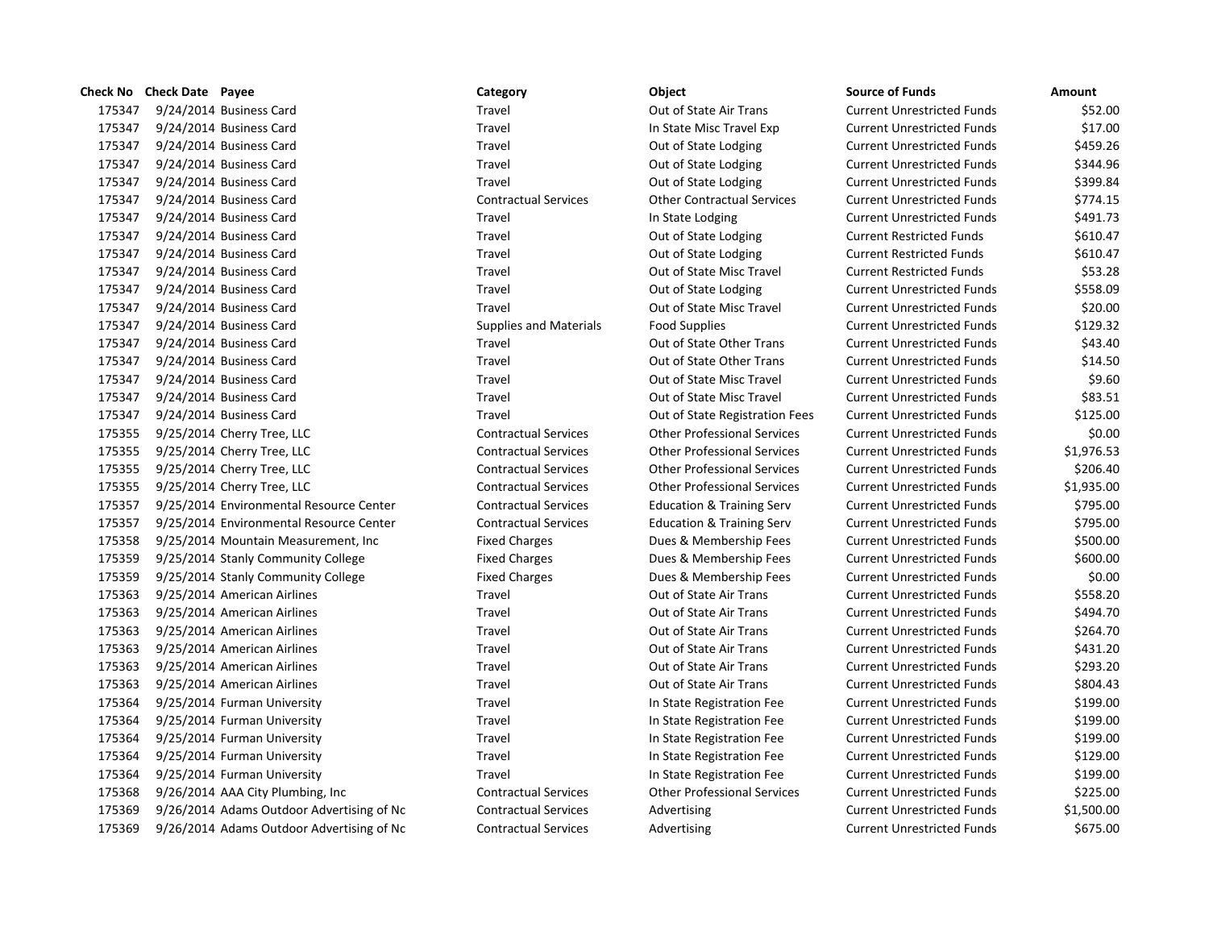| Check No | Check Date | Payee | Category | Object | Source of Funds | Amount |
|---|---|---|---|---|---|---|
| 175347 | 9/24/2014 | Business Card | Travel | Out of State Air Trans | Current Unrestricted Funds | $52.00 |
| 175347 | 9/24/2014 | Business Card | Travel | In State Misc Travel Exp | Current Unrestricted Funds | $17.00 |
| 175347 | 9/24/2014 | Business Card | Travel | Out of State Lodging | Current Unrestricted Funds | $459.26 |
| 175347 | 9/24/2014 | Business Card | Travel | Out of State Lodging | Current Unrestricted Funds | $344.96 |
| 175347 | 9/24/2014 | Business Card | Travel | Out of State Lodging | Current Unrestricted Funds | $399.84 |
| 175347 | 9/24/2014 | Business Card | Contractual Services | Other Contractual Services | Current Unrestricted Funds | $774.15 |
| 175347 | 9/24/2014 | Business Card | Travel | In State Lodging | Current Unrestricted Funds | $491.73 |
| 175347 | 9/24/2014 | Business Card | Travel | Out of State Lodging | Current Restricted Funds | $610.47 |
| 175347 | 9/24/2014 | Business Card | Travel | Out of State Lodging | Current Restricted Funds | $610.47 |
| 175347 | 9/24/2014 | Business Card | Travel | Out of State Misc Travel | Current Restricted Funds | $53.28 |
| 175347 | 9/24/2014 | Business Card | Travel | Out of State Lodging | Current Unrestricted Funds | $558.09 |
| 175347 | 9/24/2014 | Business Card | Travel | Out of State Misc Travel | Current Unrestricted Funds | $20.00 |
| 175347 | 9/24/2014 | Business Card | Supplies and Materials | Food Supplies | Current Unrestricted Funds | $129.32 |
| 175347 | 9/24/2014 | Business Card | Travel | Out of State Other Trans | Current Unrestricted Funds | $43.40 |
| 175347 | 9/24/2014 | Business Card | Travel | Out of State Other Trans | Current Unrestricted Funds | $14.50 |
| 175347 | 9/24/2014 | Business Card | Travel | Out of State Misc Travel | Current Unrestricted Funds | $9.60 |
| 175347 | 9/24/2014 | Business Card | Travel | Out of State Misc Travel | Current Unrestricted Funds | $83.51 |
| 175347 | 9/24/2014 | Business Card | Travel | Out of State Registration Fees | Current Unrestricted Funds | $125.00 |
| 175355 | 9/25/2014 | Cherry Tree, LLC | Contractual Services | Other Professional Services | Current Unrestricted Funds | $0.00 |
| 175355 | 9/25/2014 | Cherry Tree, LLC | Contractual Services | Other Professional Services | Current Unrestricted Funds | $1,976.53 |
| 175355 | 9/25/2014 | Cherry Tree, LLC | Contractual Services | Other Professional Services | Current Unrestricted Funds | $206.40 |
| 175355 | 9/25/2014 | Cherry Tree, LLC | Contractual Services | Other Professional Services | Current Unrestricted Funds | $1,935.00 |
| 175357 | 9/25/2014 | Environmental Resource Center | Contractual Services | Education & Training Serv | Current Unrestricted Funds | $795.00 |
| 175357 | 9/25/2014 | Environmental Resource Center | Contractual Services | Education & Training Serv | Current Unrestricted Funds | $795.00 |
| 175358 | 9/25/2014 | Mountain Measurement, Inc | Fixed Charges | Dues & Membership Fees | Current Unrestricted Funds | $500.00 |
| 175359 | 9/25/2014 | Stanly Community College | Fixed Charges | Dues & Membership Fees | Current Unrestricted Funds | $600.00 |
| 175359 | 9/25/2014 | Stanly Community College | Fixed Charges | Dues & Membership Fees | Current Unrestricted Funds | $0.00 |
| 175363 | 9/25/2014 | American Airlines | Travel | Out of State Air Trans | Current Unrestricted Funds | $558.20 |
| 175363 | 9/25/2014 | American Airlines | Travel | Out of State Air Trans | Current Unrestricted Funds | $494.70 |
| 175363 | 9/25/2014 | American Airlines | Travel | Out of State Air Trans | Current Unrestricted Funds | $264.70 |
| 175363 | 9/25/2014 | American Airlines | Travel | Out of State Air Trans | Current Unrestricted Funds | $431.20 |
| 175363 | 9/25/2014 | American Airlines | Travel | Out of State Air Trans | Current Unrestricted Funds | $293.20 |
| 175363 | 9/25/2014 | American Airlines | Travel | Out of State Air Trans | Current Unrestricted Funds | $804.43 |
| 175364 | 9/25/2014 | Furman University | Travel | In State Registration Fee | Current Unrestricted Funds | $199.00 |
| 175364 | 9/25/2014 | Furman University | Travel | In State Registration Fee | Current Unrestricted Funds | $199.00 |
| 175364 | 9/25/2014 | Furman University | Travel | In State Registration Fee | Current Unrestricted Funds | $199.00 |
| 175364 | 9/25/2014 | Furman University | Travel | In State Registration Fee | Current Unrestricted Funds | $129.00 |
| 175364 | 9/25/2014 | Furman University | Travel | In State Registration Fee | Current Unrestricted Funds | $199.00 |
| 175368 | 9/26/2014 | AAA City Plumbing, Inc | Contractual Services | Other Professional Services | Current Unrestricted Funds | $225.00 |
| 175369 | 9/26/2014 | Adams Outdoor Advertising of Nc | Contractual Services | Advertising | Current Unrestricted Funds | $1,500.00 |
| 175369 | 9/26/2014 | Adams Outdoor Advertising of Nc | Contractual Services | Advertising | Current Unrestricted Funds | $675.00 |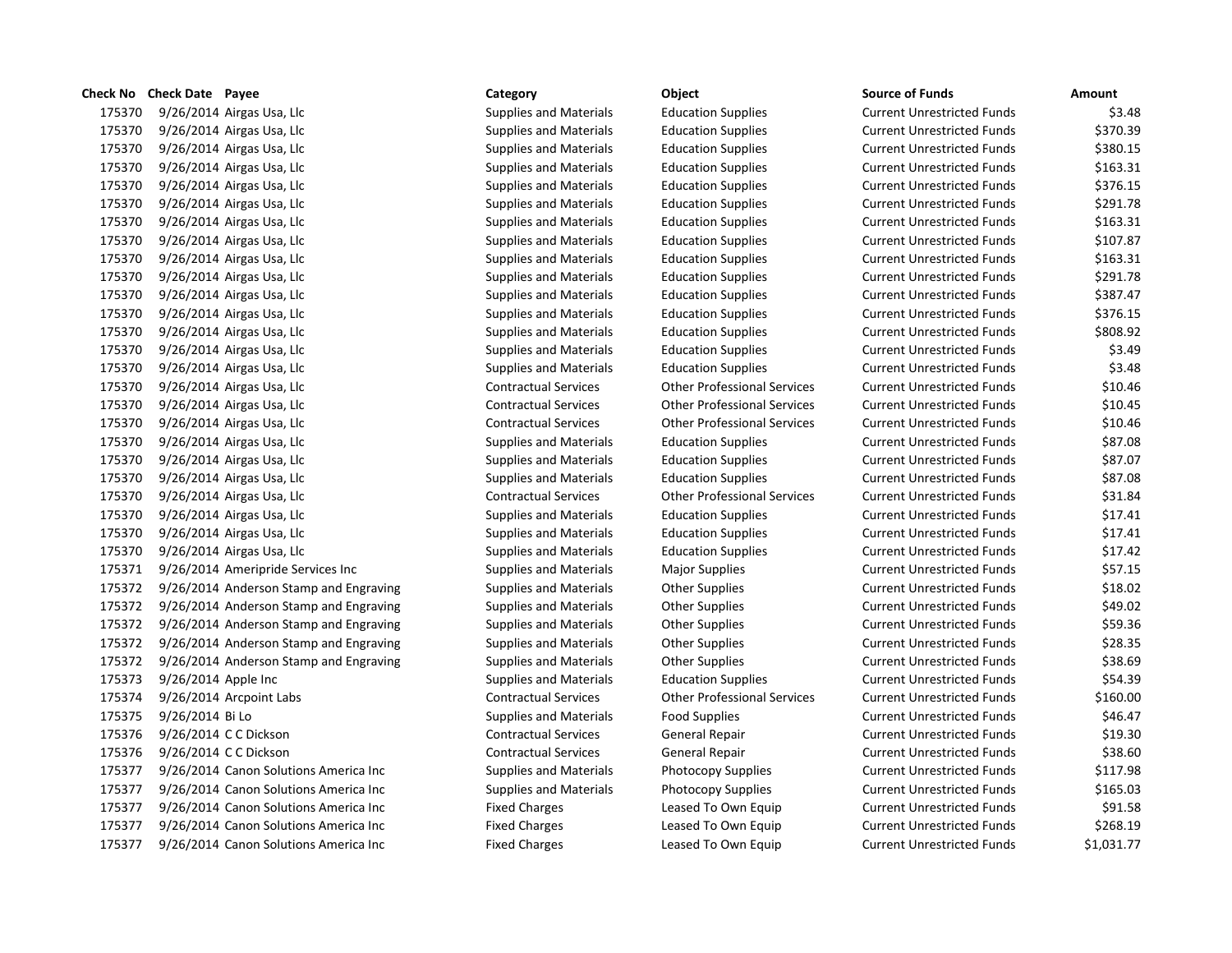| Check No | Check Date | Payee | Category | Object | Source of Funds | Amount |
|---|---|---|---|---|---|---|
| 175370 | 9/26/2014 | Airgas Usa, Llc | Supplies and Materials | Education Supplies | Current Unrestricted Funds | $3.48 |
| 175370 | 9/26/2014 | Airgas Usa, Llc | Supplies and Materials | Education Supplies | Current Unrestricted Funds | $370.39 |
| 175370 | 9/26/2014 | Airgas Usa, Llc | Supplies and Materials | Education Supplies | Current Unrestricted Funds | $380.15 |
| 175370 | 9/26/2014 | Airgas Usa, Llc | Supplies and Materials | Education Supplies | Current Unrestricted Funds | $163.31 |
| 175370 | 9/26/2014 | Airgas Usa, Llc | Supplies and Materials | Education Supplies | Current Unrestricted Funds | $376.15 |
| 175370 | 9/26/2014 | Airgas Usa, Llc | Supplies and Materials | Education Supplies | Current Unrestricted Funds | $291.78 |
| 175370 | 9/26/2014 | Airgas Usa, Llc | Supplies and Materials | Education Supplies | Current Unrestricted Funds | $163.31 |
| 175370 | 9/26/2014 | Airgas Usa, Llc | Supplies and Materials | Education Supplies | Current Unrestricted Funds | $107.87 |
| 175370 | 9/26/2014 | Airgas Usa, Llc | Supplies and Materials | Education Supplies | Current Unrestricted Funds | $163.31 |
| 175370 | 9/26/2014 | Airgas Usa, Llc | Supplies and Materials | Education Supplies | Current Unrestricted Funds | $291.78 |
| 175370 | 9/26/2014 | Airgas Usa, Llc | Supplies and Materials | Education Supplies | Current Unrestricted Funds | $387.47 |
| 175370 | 9/26/2014 | Airgas Usa, Llc | Supplies and Materials | Education Supplies | Current Unrestricted Funds | $376.15 |
| 175370 | 9/26/2014 | Airgas Usa, Llc | Supplies and Materials | Education Supplies | Current Unrestricted Funds | $808.92 |
| 175370 | 9/26/2014 | Airgas Usa, Llc | Supplies and Materials | Education Supplies | Current Unrestricted Funds | $3.49 |
| 175370 | 9/26/2014 | Airgas Usa, Llc | Supplies and Materials | Education Supplies | Current Unrestricted Funds | $3.48 |
| 175370 | 9/26/2014 | Airgas Usa, Llc | Contractual Services | Other Professional Services | Current Unrestricted Funds | $10.46 |
| 175370 | 9/26/2014 | Airgas Usa, Llc | Contractual Services | Other Professional Services | Current Unrestricted Funds | $10.45 |
| 175370 | 9/26/2014 | Airgas Usa, Llc | Contractual Services | Other Professional Services | Current Unrestricted Funds | $10.46 |
| 175370 | 9/26/2014 | Airgas Usa, Llc | Supplies and Materials | Education Supplies | Current Unrestricted Funds | $87.08 |
| 175370 | 9/26/2014 | Airgas Usa, Llc | Supplies and Materials | Education Supplies | Current Unrestricted Funds | $87.07 |
| 175370 | 9/26/2014 | Airgas Usa, Llc | Supplies and Materials | Education Supplies | Current Unrestricted Funds | $87.08 |
| 175370 | 9/26/2014 | Airgas Usa, Llc | Contractual Services | Other Professional Services | Current Unrestricted Funds | $31.84 |
| 175370 | 9/26/2014 | Airgas Usa, Llc | Supplies and Materials | Education Supplies | Current Unrestricted Funds | $17.41 |
| 175370 | 9/26/2014 | Airgas Usa, Llc | Supplies and Materials | Education Supplies | Current Unrestricted Funds | $17.41 |
| 175370 | 9/26/2014 | Airgas Usa, Llc | Supplies and Materials | Education Supplies | Current Unrestricted Funds | $17.42 |
| 175371 | 9/26/2014 | Ameripride Services Inc | Supplies and Materials | Major Supplies | Current Unrestricted Funds | $57.15 |
| 175372 | 9/26/2014 | Anderson Stamp and Engraving | Supplies and Materials | Other Supplies | Current Unrestricted Funds | $18.02 |
| 175372 | 9/26/2014 | Anderson Stamp and Engraving | Supplies and Materials | Other Supplies | Current Unrestricted Funds | $49.02 |
| 175372 | 9/26/2014 | Anderson Stamp and Engraving | Supplies and Materials | Other Supplies | Current Unrestricted Funds | $59.36 |
| 175372 | 9/26/2014 | Anderson Stamp and Engraving | Supplies and Materials | Other Supplies | Current Unrestricted Funds | $28.35 |
| 175372 | 9/26/2014 | Anderson Stamp and Engraving | Supplies and Materials | Other Supplies | Current Unrestricted Funds | $38.69 |
| 175373 | 9/26/2014 | Apple Inc | Supplies and Materials | Education Supplies | Current Unrestricted Funds | $54.39 |
| 175374 | 9/26/2014 | Arcpoint Labs | Contractual Services | Other Professional Services | Current Unrestricted Funds | $160.00 |
| 175375 | 9/26/2014 | Bi Lo | Supplies and Materials | Food Supplies | Current Unrestricted Funds | $46.47 |
| 175376 | 9/26/2014 | C C Dickson | Contractual Services | General Repair | Current Unrestricted Funds | $19.30 |
| 175376 | 9/26/2014 | C C Dickson | Contractual Services | General Repair | Current Unrestricted Funds | $38.60 |
| 175377 | 9/26/2014 | Canon Solutions America Inc | Supplies and Materials | Photocopy Supplies | Current Unrestricted Funds | $117.98 |
| 175377 | 9/26/2014 | Canon Solutions America Inc | Supplies and Materials | Photocopy Supplies | Current Unrestricted Funds | $165.03 |
| 175377 | 9/26/2014 | Canon Solutions America Inc | Fixed Charges | Leased To Own Equip | Current Unrestricted Funds | $91.58 |
| 175377 | 9/26/2014 | Canon Solutions America Inc | Fixed Charges | Leased To Own Equip | Current Unrestricted Funds | $268.19 |
| 175377 | 9/26/2014 | Canon Solutions America Inc | Fixed Charges | Leased To Own Equip | Current Unrestricted Funds | $1,031.77 |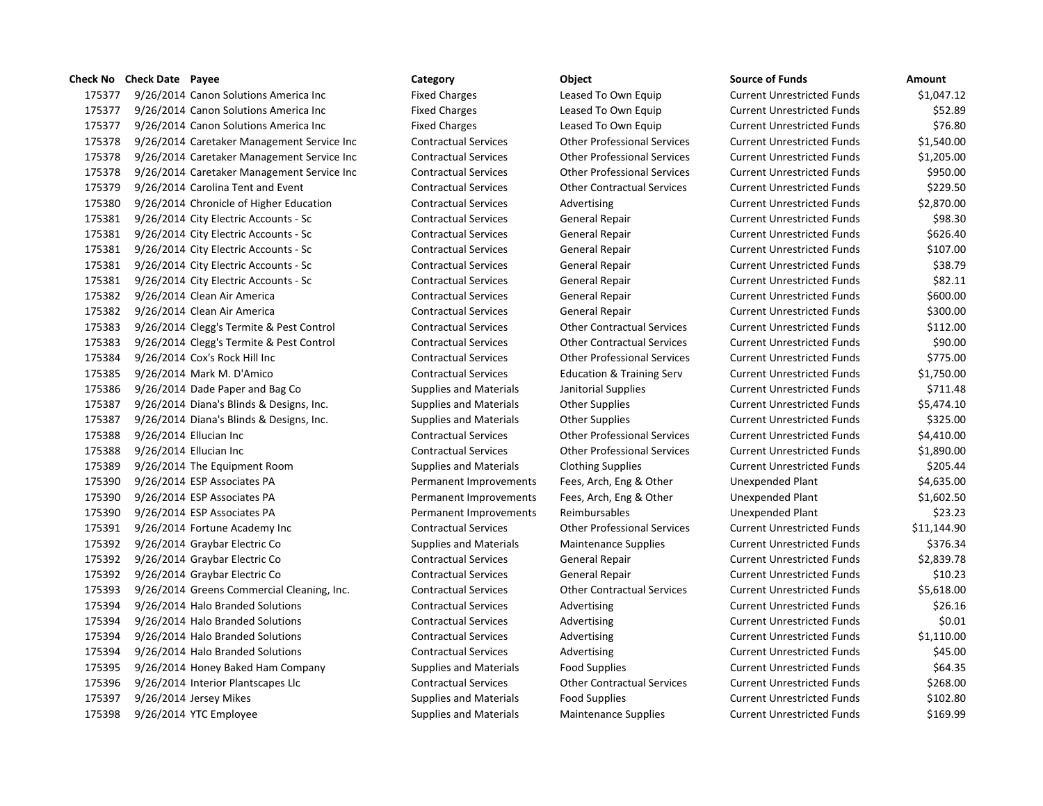| Check No | Check Date | Payee | Category | Object | Source of Funds | Amount |
|---|---|---|---|---|---|---|
| 175377 | 9/26/2014 | Canon Solutions America Inc | Fixed Charges | Leased To Own Equip | Current Unrestricted Funds | $1,047.12 |
| 175377 | 9/26/2014 | Canon Solutions America Inc | Fixed Charges | Leased To Own Equip | Current Unrestricted Funds | $52.89 |
| 175377 | 9/26/2014 | Canon Solutions America Inc | Fixed Charges | Leased To Own Equip | Current Unrestricted Funds | $76.80 |
| 175378 | 9/26/2014 | Caretaker Management Service Inc | Contractual Services | Other Professional Services | Current Unrestricted Funds | $1,540.00 |
| 175378 | 9/26/2014 | Caretaker Management Service Inc | Contractual Services | Other Professional Services | Current Unrestricted Funds | $1,205.00 |
| 175378 | 9/26/2014 | Caretaker Management Service Inc | Contractual Services | Other Professional Services | Current Unrestricted Funds | $950.00 |
| 175379 | 9/26/2014 | Carolina Tent and Event | Contractual Services | Other Contractual Services | Current Unrestricted Funds | $229.50 |
| 175380 | 9/26/2014 | Chronicle of Higher Education | Contractual Services | Advertising | Current Unrestricted Funds | $2,870.00 |
| 175381 | 9/26/2014 | City Electric Accounts - Sc | Contractual Services | General Repair | Current Unrestricted Funds | $98.30 |
| 175381 | 9/26/2014 | City Electric Accounts - Sc | Contractual Services | General Repair | Current Unrestricted Funds | $626.40 |
| 175381 | 9/26/2014 | City Electric Accounts - Sc | Contractual Services | General Repair | Current Unrestricted Funds | $107.00 |
| 175381 | 9/26/2014 | City Electric Accounts - Sc | Contractual Services | General Repair | Current Unrestricted Funds | $38.79 |
| 175381 | 9/26/2014 | City Electric Accounts - Sc | Contractual Services | General Repair | Current Unrestricted Funds | $82.11 |
| 175382 | 9/26/2014 | Clean Air America | Contractual Services | General Repair | Current Unrestricted Funds | $600.00 |
| 175382 | 9/26/2014 | Clean Air America | Contractual Services | General Repair | Current Unrestricted Funds | $300.00 |
| 175383 | 9/26/2014 | Clegg's Termite & Pest Control | Contractual Services | Other Contractual Services | Current Unrestricted Funds | $112.00 |
| 175383 | 9/26/2014 | Clegg's Termite & Pest Control | Contractual Services | Other Contractual Services | Current Unrestricted Funds | $90.00 |
| 175384 | 9/26/2014 | Cox's Rock Hill Inc | Contractual Services | Other Professional Services | Current Unrestricted Funds | $775.00 |
| 175385 | 9/26/2014 | Mark M. D'Amico | Contractual Services | Education & Training Serv | Current Unrestricted Funds | $1,750.00 |
| 175386 | 9/26/2014 | Dade Paper and Bag Co | Supplies and Materials | Janitorial Supplies | Current Unrestricted Funds | $711.48 |
| 175387 | 9/26/2014 | Diana's Blinds & Designs, Inc. | Supplies and Materials | Other Supplies | Current Unrestricted Funds | $5,474.10 |
| 175387 | 9/26/2014 | Diana's Blinds & Designs, Inc. | Supplies and Materials | Other Supplies | Current Unrestricted Funds | $325.00 |
| 175388 | 9/26/2014 | Ellucian Inc | Contractual Services | Other Professional Services | Current Unrestricted Funds | $4,410.00 |
| 175388 | 9/26/2014 | Ellucian Inc | Contractual Services | Other Professional Services | Current Unrestricted Funds | $1,890.00 |
| 175389 | 9/26/2014 | The Equipment Room | Supplies and Materials | Clothing Supplies | Current Unrestricted Funds | $205.44 |
| 175390 | 9/26/2014 | ESP Associates PA | Permanent Improvements | Fees, Arch, Eng & Other | Unexpended Plant | $4,635.00 |
| 175390 | 9/26/2014 | ESP Associates PA | Permanent Improvements | Fees, Arch, Eng & Other | Unexpended Plant | $1,602.50 |
| 175390 | 9/26/2014 | ESP Associates PA | Permanent Improvements | Reimbursables | Unexpended Plant | $23.23 |
| 175391 | 9/26/2014 | Fortune Academy Inc | Contractual Services | Other Professional Services | Current Unrestricted Funds | $11,144.90 |
| 175392 | 9/26/2014 | Graybar Electric Co | Supplies and Materials | Maintenance Supplies | Current Unrestricted Funds | $376.34 |
| 175392 | 9/26/2014 | Graybar Electric Co | Contractual Services | General Repair | Current Unrestricted Funds | $2,839.78 |
| 175392 | 9/26/2014 | Graybar Electric Co | Contractual Services | General Repair | Current Unrestricted Funds | $10.23 |
| 175393 | 9/26/2014 | Greens Commercial Cleaning, Inc. | Contractual Services | Other Contractual Services | Current Unrestricted Funds | $5,618.00 |
| 175394 | 9/26/2014 | Halo Branded Solutions | Contractual Services | Advertising | Current Unrestricted Funds | $26.16 |
| 175394 | 9/26/2014 | Halo Branded Solutions | Contractual Services | Advertising | Current Unrestricted Funds | $0.01 |
| 175394 | 9/26/2014 | Halo Branded Solutions | Contractual Services | Advertising | Current Unrestricted Funds | $1,110.00 |
| 175394 | 9/26/2014 | Halo Branded Solutions | Contractual Services | Advertising | Current Unrestricted Funds | $45.00 |
| 175395 | 9/26/2014 | Honey Baked Ham Company | Supplies and Materials | Food Supplies | Current Unrestricted Funds | $64.35 |
| 175396 | 9/26/2014 | Interior Plantscapes Llc | Contractual Services | Other Contractual Services | Current Unrestricted Funds | $268.00 |
| 175397 | 9/26/2014 | Jersey Mikes | Supplies and Materials | Food Supplies | Current Unrestricted Funds | $102.80 |
| 175398 | 9/26/2014 | YTC Employee | Supplies and Materials | Maintenance Supplies | Current Unrestricted Funds | $169.99 |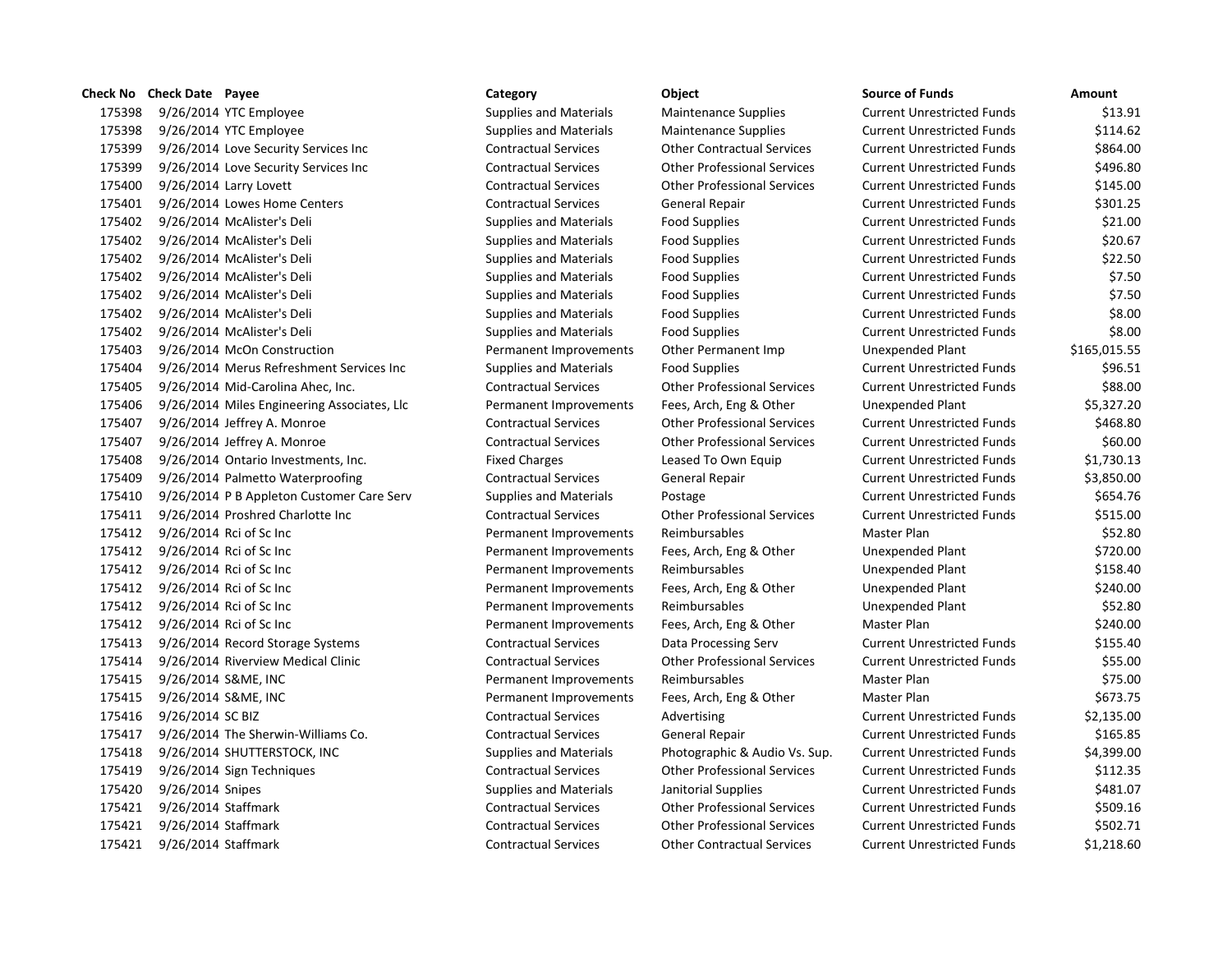| Check No | Check Date | Payee | Category | Object | Source of Funds | Amount |
|---|---|---|---|---|---|---|
| 175398 | 9/26/2014 | YTC Employee | Supplies and Materials | Maintenance Supplies | Current Unrestricted Funds | $13.91 |
| 175398 | 9/26/2014 | YTC Employee | Supplies and Materials | Maintenance Supplies | Current Unrestricted Funds | $114.62 |
| 175399 | 9/26/2014 | Love Security Services Inc | Contractual Services | Other Contractual Services | Current Unrestricted Funds | $864.00 |
| 175399 | 9/26/2014 | Love Security Services Inc | Contractual Services | Other Professional Services | Current Unrestricted Funds | $496.80 |
| 175400 | 9/26/2014 | Larry Lovett | Contractual Services | Other Professional Services | Current Unrestricted Funds | $145.00 |
| 175401 | 9/26/2014 | Lowes Home Centers | Contractual Services | General Repair | Current Unrestricted Funds | $301.25 |
| 175402 | 9/26/2014 | McAlister's Deli | Supplies and Materials | Food Supplies | Current Unrestricted Funds | $21.00 |
| 175402 | 9/26/2014 | McAlister's Deli | Supplies and Materials | Food Supplies | Current Unrestricted Funds | $20.67 |
| 175402 | 9/26/2014 | McAlister's Deli | Supplies and Materials | Food Supplies | Current Unrestricted Funds | $22.50 |
| 175402 | 9/26/2014 | McAlister's Deli | Supplies and Materials | Food Supplies | Current Unrestricted Funds | $7.50 |
| 175402 | 9/26/2014 | McAlister's Deli | Supplies and Materials | Food Supplies | Current Unrestricted Funds | $7.50 |
| 175402 | 9/26/2014 | McAlister's Deli | Supplies and Materials | Food Supplies | Current Unrestricted Funds | $8.00 |
| 175402 | 9/26/2014 | McAlister's Deli | Supplies and Materials | Food Supplies | Current Unrestricted Funds | $8.00 |
| 175403 | 9/26/2014 | McOn Construction | Permanent Improvements | Other Permanent Imp | Unexpended Plant | $165,015.55 |
| 175404 | 9/26/2014 | Merus Refreshment Services Inc | Supplies and Materials | Food Supplies | Current Unrestricted Funds | $96.51 |
| 175405 | 9/26/2014 | Mid-Carolina Ahec, Inc. | Contractual Services | Other Professional Services | Current Unrestricted Funds | $88.00 |
| 175406 | 9/26/2014 | Miles Engineering Associates, Llc | Permanent Improvements | Fees, Arch, Eng & Other | Unexpended Plant | $5,327.20 |
| 175407 | 9/26/2014 | Jeffrey A. Monroe | Contractual Services | Other Professional Services | Current Unrestricted Funds | $468.80 |
| 175407 | 9/26/2014 | Jeffrey A. Monroe | Contractual Services | Other Professional Services | Current Unrestricted Funds | $60.00 |
| 175408 | 9/26/2014 | Ontario Investments, Inc. | Fixed Charges | Leased To Own Equip | Current Unrestricted Funds | $1,730.13 |
| 175409 | 9/26/2014 | Palmetto Waterproofing | Contractual Services | General Repair | Current Unrestricted Funds | $3,850.00 |
| 175410 | 9/26/2014 | P B Appleton Customer Care Serv | Supplies and Materials | Postage | Current Unrestricted Funds | $654.76 |
| 175411 | 9/26/2014 | Proshred Charlotte Inc | Contractual Services | Other Professional Services | Current Unrestricted Funds | $515.00 |
| 175412 | 9/26/2014 | Rci of Sc Inc | Permanent Improvements | Reimbursables | Master Plan | $52.80 |
| 175412 | 9/26/2014 | Rci of Sc Inc | Permanent Improvements | Fees, Arch, Eng & Other | Unexpended Plant | $720.00 |
| 175412 | 9/26/2014 | Rci of Sc Inc | Permanent Improvements | Reimbursables | Unexpended Plant | $158.40 |
| 175412 | 9/26/2014 | Rci of Sc Inc | Permanent Improvements | Fees, Arch, Eng & Other | Unexpended Plant | $240.00 |
| 175412 | 9/26/2014 | Rci of Sc Inc | Permanent Improvements | Reimbursables | Unexpended Plant | $52.80 |
| 175412 | 9/26/2014 | Rci of Sc Inc | Permanent Improvements | Fees, Arch, Eng & Other | Master Plan | $240.00 |
| 175413 | 9/26/2014 | Record Storage Systems | Contractual Services | Data Processing Serv | Current Unrestricted Funds | $155.40 |
| 175414 | 9/26/2014 | Riverview Medical Clinic | Contractual Services | Other Professional Services | Current Unrestricted Funds | $55.00 |
| 175415 | 9/26/2014 | S&ME, INC | Permanent Improvements | Reimbursables | Master Plan | $75.00 |
| 175415 | 9/26/2014 | S&ME, INC | Permanent Improvements | Fees, Arch, Eng & Other | Master Plan | $673.75 |
| 175416 | 9/26/2014 | SC BIZ | Contractual Services | Advertising | Current Unrestricted Funds | $2,135.00 |
| 175417 | 9/26/2014 | The Sherwin-Williams Co. | Contractual Services | General Repair | Current Unrestricted Funds | $165.85 |
| 175418 | 9/26/2014 | SHUTTERSTOCK, INC | Supplies and Materials | Photographic & Audio Vs. Sup. | Current Unrestricted Funds | $4,399.00 |
| 175419 | 9/26/2014 | Sign Techniques | Contractual Services | Other Professional Services | Current Unrestricted Funds | $112.35 |
| 175420 | 9/26/2014 | Snipes | Supplies and Materials | Janitorial Supplies | Current Unrestricted Funds | $481.07 |
| 175421 | 9/26/2014 | Staffmark | Contractual Services | Other Professional Services | Current Unrestricted Funds | $509.16 |
| 175421 | 9/26/2014 | Staffmark | Contractual Services | Other Professional Services | Current Unrestricted Funds | $502.71 |
| 175421 | 9/26/2014 | Staffmark | Contractual Services | Other Contractual Services | Current Unrestricted Funds | $1,218.60 |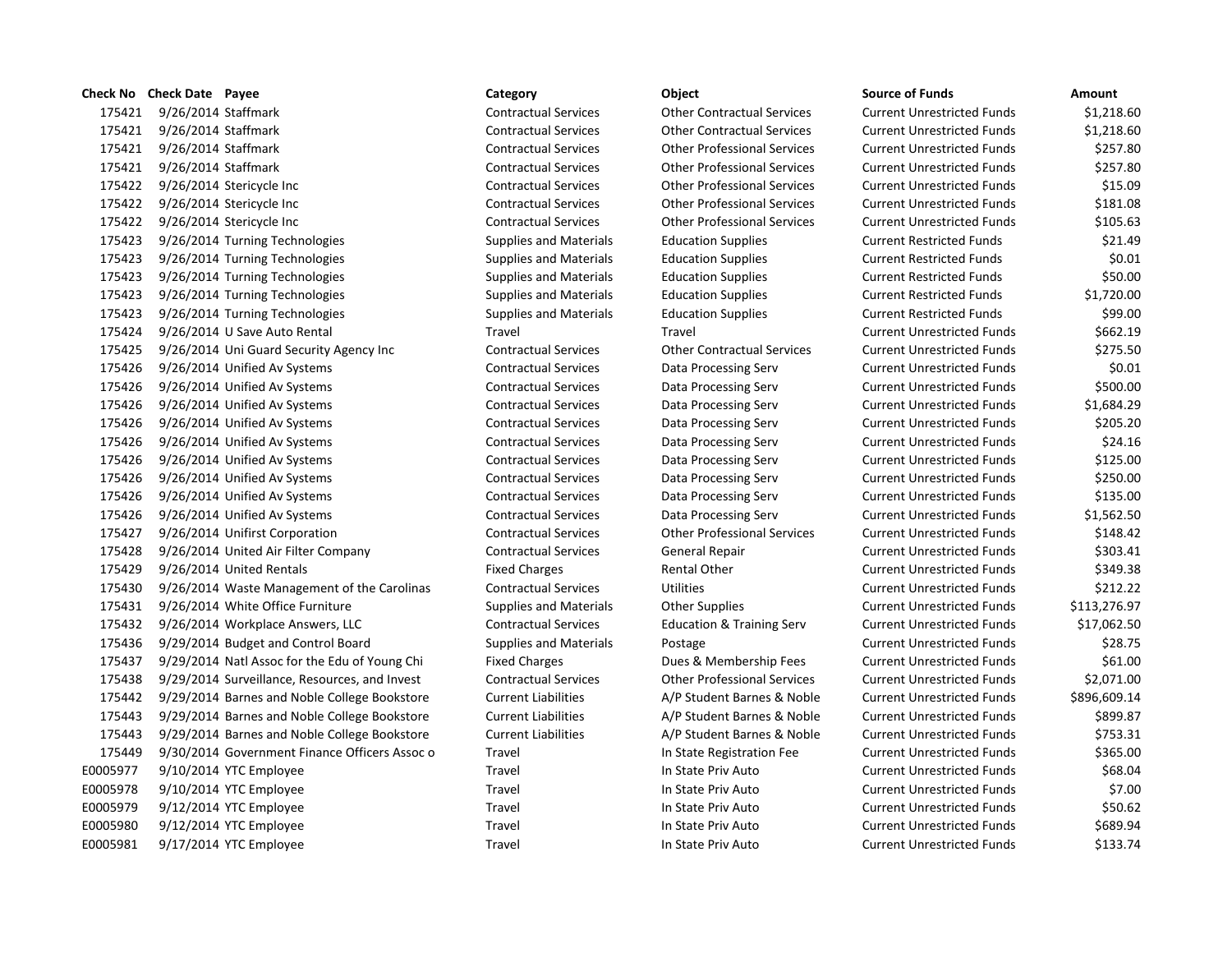| Check No | Check Date | Payee | Category | Object | Source of Funds | Amount |
|---|---|---|---|---|---|---|
| 175421 | 9/26/2014 | Staffmark | Contractual Services | Other Contractual Services | Current Unrestricted Funds | $1,218.60 |
| 175421 | 9/26/2014 | Staffmark | Contractual Services | Other Contractual Services | Current Unrestricted Funds | $1,218.60 |
| 175421 | 9/26/2014 | Staffmark | Contractual Services | Other Professional Services | Current Unrestricted Funds | $257.80 |
| 175421 | 9/26/2014 | Staffmark | Contractual Services | Other Professional Services | Current Unrestricted Funds | $257.80 |
| 175422 | 9/26/2014 | Stericycle Inc | Contractual Services | Other Professional Services | Current Unrestricted Funds | $15.09 |
| 175422 | 9/26/2014 | Stericycle Inc | Contractual Services | Other Professional Services | Current Unrestricted Funds | $181.08 |
| 175422 | 9/26/2014 | Stericycle Inc | Contractual Services | Other Professional Services | Current Unrestricted Funds | $105.63 |
| 175423 | 9/26/2014 | Turning Technologies | Supplies and Materials | Education Supplies | Current Restricted Funds | $21.49 |
| 175423 | 9/26/2014 | Turning Technologies | Supplies and Materials | Education Supplies | Current Restricted Funds | $0.01 |
| 175423 | 9/26/2014 | Turning Technologies | Supplies and Materials | Education Supplies | Current Restricted Funds | $50.00 |
| 175423 | 9/26/2014 | Turning Technologies | Supplies and Materials | Education Supplies | Current Restricted Funds | $1,720.00 |
| 175423 | 9/26/2014 | Turning Technologies | Supplies and Materials | Education Supplies | Current Restricted Funds | $99.00 |
| 175424 | 9/26/2014 | U Save Auto Rental | Travel | Travel | Current Unrestricted Funds | $662.19 |
| 175425 | 9/26/2014 | Uni Guard Security Agency Inc | Contractual Services | Other Contractual Services | Current Unrestricted Funds | $275.50 |
| 175426 | 9/26/2014 | Unified Av Systems | Contractual Services | Data Processing Serv | Current Unrestricted Funds | $0.01 |
| 175426 | 9/26/2014 | Unified Av Systems | Contractual Services | Data Processing Serv | Current Unrestricted Funds | $500.00 |
| 175426 | 9/26/2014 | Unified Av Systems | Contractual Services | Data Processing Serv | Current Unrestricted Funds | $1,684.29 |
| 175426 | 9/26/2014 | Unified Av Systems | Contractual Services | Data Processing Serv | Current Unrestricted Funds | $205.20 |
| 175426 | 9/26/2014 | Unified Av Systems | Contractual Services | Data Processing Serv | Current Unrestricted Funds | $24.16 |
| 175426 | 9/26/2014 | Unified Av Systems | Contractual Services | Data Processing Serv | Current Unrestricted Funds | $125.00 |
| 175426 | 9/26/2014 | Unified Av Systems | Contractual Services | Data Processing Serv | Current Unrestricted Funds | $250.00 |
| 175426 | 9/26/2014 | Unified Av Systems | Contractual Services | Data Processing Serv | Current Unrestricted Funds | $135.00 |
| 175426 | 9/26/2014 | Unified Av Systems | Contractual Services | Data Processing Serv | Current Unrestricted Funds | $1,562.50 |
| 175427 | 9/26/2014 | Unifirst Corporation | Contractual Services | Other Professional Services | Current Unrestricted Funds | $148.42 |
| 175428 | 9/26/2014 | United Air Filter Company | Contractual Services | General Repair | Current Unrestricted Funds | $303.41 |
| 175429 | 9/26/2014 | United Rentals | Fixed Charges | Rental Other | Current Unrestricted Funds | $349.38 |
| 175430 | 9/26/2014 | Waste Management of the Carolinas | Contractual Services | Utilities | Current Unrestricted Funds | $212.22 |
| 175431 | 9/26/2014 | White Office Furniture | Supplies and Materials | Other Supplies | Current Unrestricted Funds | $113,276.97 |
| 175432 | 9/26/2014 | Workplace Answers, LLC | Contractual Services | Education & Training Serv | Current Unrestricted Funds | $17,062.50 |
| 175436 | 9/29/2014 | Budget and Control Board | Supplies and Materials | Postage | Current Unrestricted Funds | $28.75 |
| 175437 | 9/29/2014 | Natl Assoc for the Edu of Young Chi | Fixed Charges | Dues & Membership Fees | Current Unrestricted Funds | $61.00 |
| 175438 | 9/29/2014 | Surveillance, Resources, and Invest | Contractual Services | Other Professional Services | Current Unrestricted Funds | $2,071.00 |
| 175442 | 9/29/2014 | Barnes and Noble College Bookstore | Current Liabilities | A/P Student Barnes & Noble | Current Unrestricted Funds | $896,609.14 |
| 175443 | 9/29/2014 | Barnes and Noble College Bookstore | Current Liabilities | A/P Student Barnes & Noble | Current Unrestricted Funds | $899.87 |
| 175443 | 9/29/2014 | Barnes and Noble College Bookstore | Current Liabilities | A/P Student Barnes & Noble | Current Unrestricted Funds | $753.31 |
| 175449 | 9/30/2014 | Government Finance Officers Assoc o | Travel | In State Registration Fee | Current Unrestricted Funds | $365.00 |
| E0005977 | 9/10/2014 | YTC Employee | Travel | In State Priv Auto | Current Unrestricted Funds | $68.04 |
| E0005978 | 9/10/2014 | YTC Employee | Travel | In State Priv Auto | Current Unrestricted Funds | $7.00 |
| E0005979 | 9/12/2014 | YTC Employee | Travel | In State Priv Auto | Current Unrestricted Funds | $50.62 |
| E0005980 | 9/12/2014 | YTC Employee | Travel | In State Priv Auto | Current Unrestricted Funds | $689.94 |
| E0005981 | 9/17/2014 | YTC Employee | Travel | In State Priv Auto | Current Unrestricted Funds | $133.74 |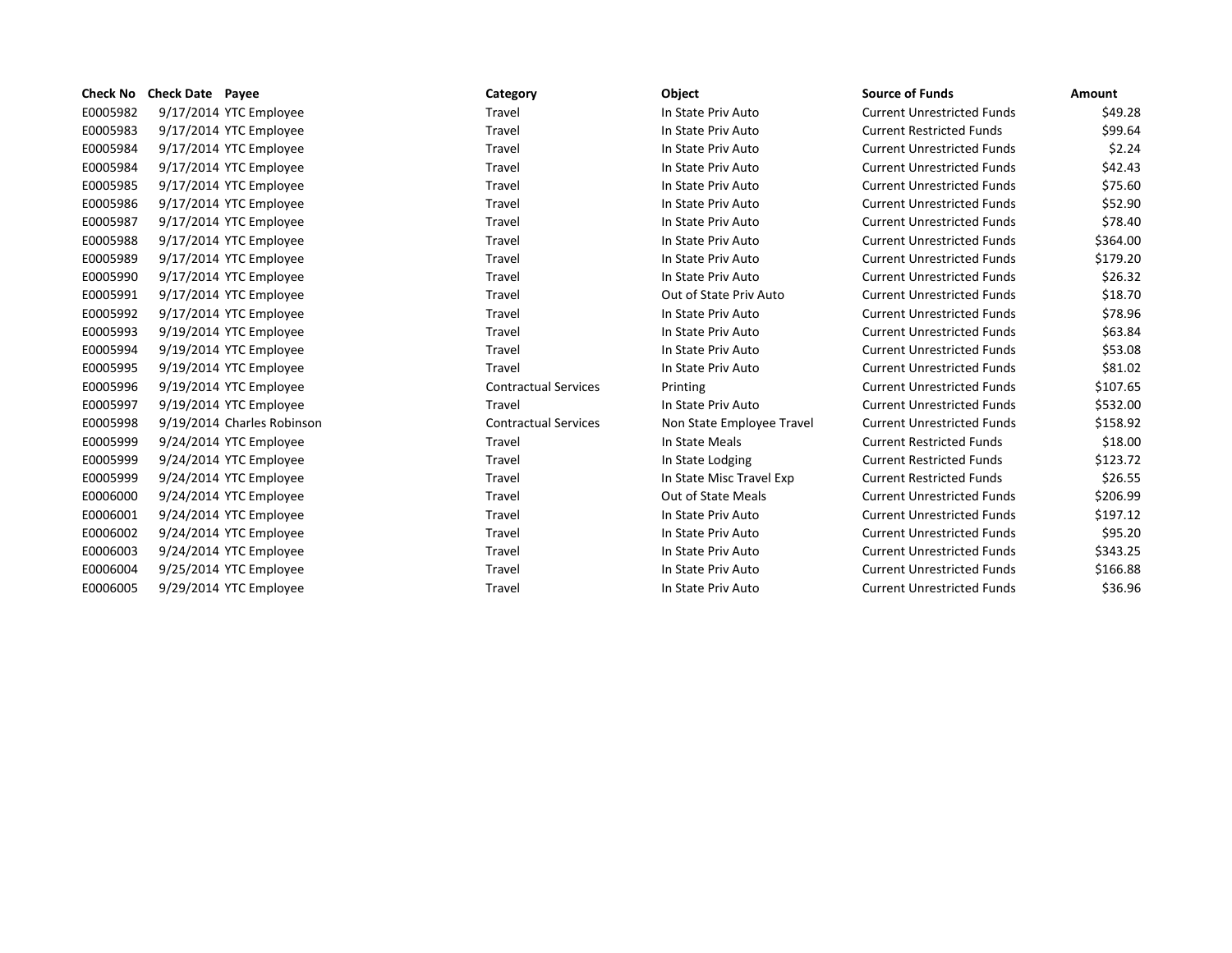| Check No | Check Date | Payee | Category | Object | Source of Funds | Amount |
|---|---|---|---|---|---|---|
| E0005982 | 9/17/2014 | YTC Employee | Travel | In State Priv Auto | Current Unrestricted Funds | $49.28 |
| E0005983 | 9/17/2014 | YTC Employee | Travel | In State Priv Auto | Current Restricted Funds | $99.64 |
| E0005984 | 9/17/2014 | YTC Employee | Travel | In State Priv Auto | Current Unrestricted Funds | $2.24 |
| E0005984 | 9/17/2014 | YTC Employee | Travel | In State Priv Auto | Current Unrestricted Funds | $42.43 |
| E0005985 | 9/17/2014 | YTC Employee | Travel | In State Priv Auto | Current Unrestricted Funds | $75.60 |
| E0005986 | 9/17/2014 | YTC Employee | Travel | In State Priv Auto | Current Unrestricted Funds | $52.90 |
| E0005987 | 9/17/2014 | YTC Employee | Travel | In State Priv Auto | Current Unrestricted Funds | $78.40 |
| E0005988 | 9/17/2014 | YTC Employee | Travel | In State Priv Auto | Current Unrestricted Funds | $364.00 |
| E0005989 | 9/17/2014 | YTC Employee | Travel | In State Priv Auto | Current Unrestricted Funds | $179.20 |
| E0005990 | 9/17/2014 | YTC Employee | Travel | In State Priv Auto | Current Unrestricted Funds | $26.32 |
| E0005991 | 9/17/2014 | YTC Employee | Travel | Out of State Priv Auto | Current Unrestricted Funds | $18.70 |
| E0005992 | 9/17/2014 | YTC Employee | Travel | In State Priv Auto | Current Unrestricted Funds | $78.96 |
| E0005993 | 9/19/2014 | YTC Employee | Travel | In State Priv Auto | Current Unrestricted Funds | $63.84 |
| E0005994 | 9/19/2014 | YTC Employee | Travel | In State Priv Auto | Current Unrestricted Funds | $53.08 |
| E0005995 | 9/19/2014 | YTC Employee | Travel | In State Priv Auto | Current Unrestricted Funds | $81.02 |
| E0005996 | 9/19/2014 | YTC Employee | Contractual Services | Printing | Current Unrestricted Funds | $107.65 |
| E0005997 | 9/19/2014 | YTC Employee | Travel | In State Priv Auto | Current Unrestricted Funds | $532.00 |
| E0005998 | 9/19/2014 | Charles Robinson | Contractual Services | Non State Employee Travel | Current Unrestricted Funds | $158.92 |
| E0005999 | 9/24/2014 | YTC Employee | Travel | In State Meals | Current Restricted Funds | $18.00 |
| E0005999 | 9/24/2014 | YTC Employee | Travel | In State Lodging | Current Restricted Funds | $123.72 |
| E0005999 | 9/24/2014 | YTC Employee | Travel | In State Misc Travel Exp | Current Restricted Funds | $26.55 |
| E0006000 | 9/24/2014 | YTC Employee | Travel | Out of State Meals | Current Unrestricted Funds | $206.99 |
| E0006001 | 9/24/2014 | YTC Employee | Travel | In State Priv Auto | Current Unrestricted Funds | $197.12 |
| E0006002 | 9/24/2014 | YTC Employee | Travel | In State Priv Auto | Current Unrestricted Funds | $95.20 |
| E0006003 | 9/24/2014 | YTC Employee | Travel | In State Priv Auto | Current Unrestricted Funds | $343.25 |
| E0006004 | 9/25/2014 | YTC Employee | Travel | In State Priv Auto | Current Unrestricted Funds | $166.88 |
| E0006005 | 9/29/2014 | YTC Employee | Travel | In State Priv Auto | Current Unrestricted Funds | $36.96 |